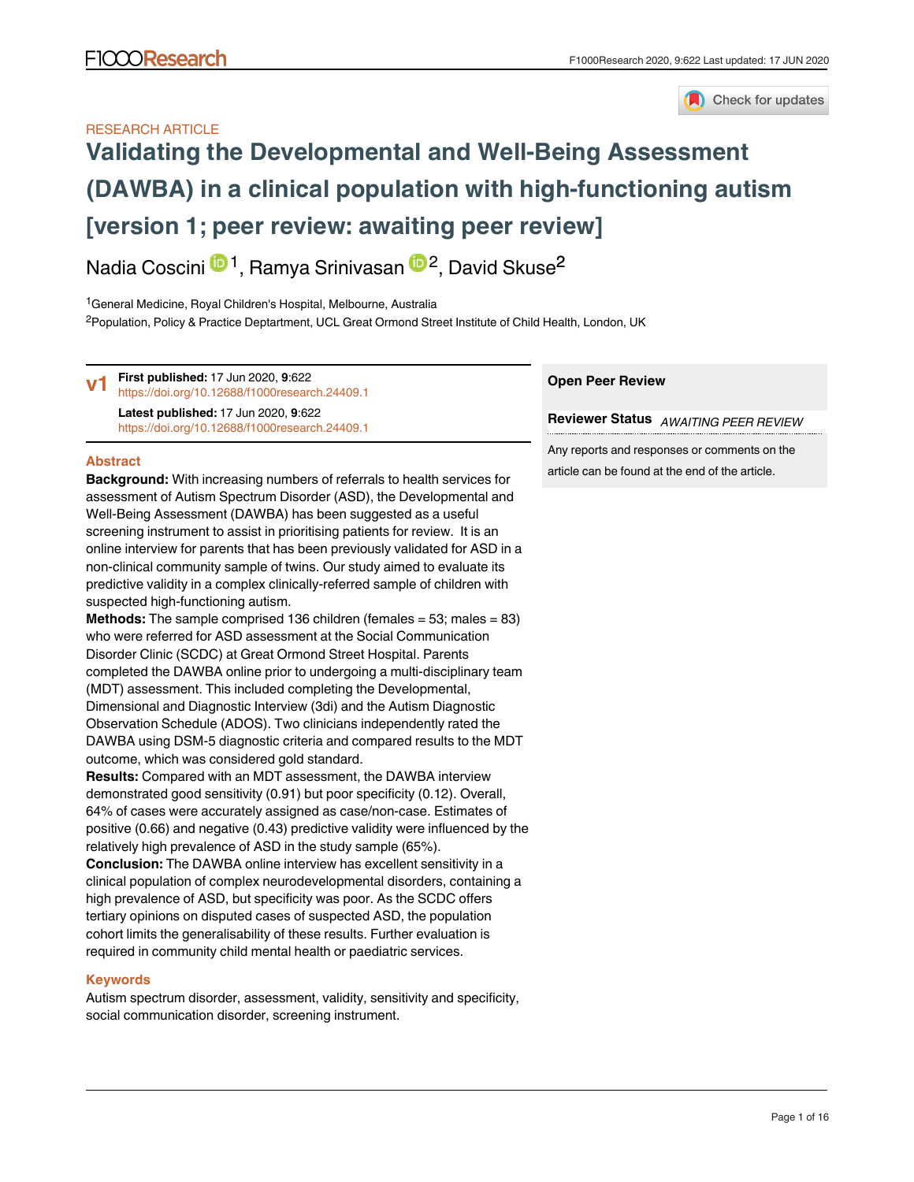RESEARCH ARTICLE

# Validating the Developmental and Well-Being Assessment (DAWBA) in a clinical population with high-functioning autism [version 1; peer review: awaiting peer review]

Nadia Coscini[1], Ramya Srinivasan[2], David Skuse[2]

[1]General Medicine, Royal Children's Hospital, Melbourne, Australia
[2]Population, Policy & Practice Deptartment, UCL Great Ormond Street Institute of Child Health, London, UK

**v1** **First published:** 17 Jun 2020, **9**:622 https://doi.org/10.12688/f1000research.24409.1
**Latest published:** 17 Jun 2020, **9**:622 https://doi.org/10.12688/f1000research.24409.1

**Open Peer Review**

**Reviewer Status** *AWAITING PEER REVIEW*

Any reports and responses or comments on the article can be found at the end of the article.

## Abstract

**Background:** With increasing numbers of referrals to health services for assessment of Autism Spectrum Disorder (ASD), the Developmental and Well-Being Assessment (DAWBA) has been suggested as a useful screening instrument to assist in prioritising patients for review. It is an online interview for parents that has been previously validated for ASD in a non-clinical community sample of twins. Our study aimed to evaluate its predictive validity in a complex clinically-referred sample of children with suspected high-functioning autism.

**Methods:** The sample comprised 136 children (females = 53; males = 83) who were referred for ASD assessment at the Social Communication Disorder Clinic (SCDC) at Great Ormond Street Hospital. Parents completed the DAWBA online prior to undergoing a multi-disciplinary team (MDT) assessment. This included completing the Developmental, Dimensional and Diagnostic Interview (3di) and the Autism Diagnostic Observation Schedule (ADOS). Two clinicians independently rated the DAWBA using DSM-5 diagnostic criteria and compared results to the MDT outcome, which was considered gold standard.

**Results:** Compared with an MDT assessment, the DAWBA interview demonstrated good sensitivity (0.91) but poor specificity (0.12). Overall, 64% of cases were accurately assigned as case/non-case. Estimates of positive (0.66) and negative (0.43) predictive validity were influenced by the relatively high prevalence of ASD in the study sample (65%).

**Conclusion:** The DAWBA online interview has excellent sensitivity in a clinical population of complex neurodevelopmental disorders, containing a high prevalence of ASD, but specificity was poor. As the SCDC offers tertiary opinions on disputed cases of suspected ASD, the population cohort limits the generalisability of these results. Further evaluation is required in community child mental health or paediatric services.

## Keywords

Autism spectrum disorder, assessment, validity, sensitivity and specificity, social communication disorder, screening instrument.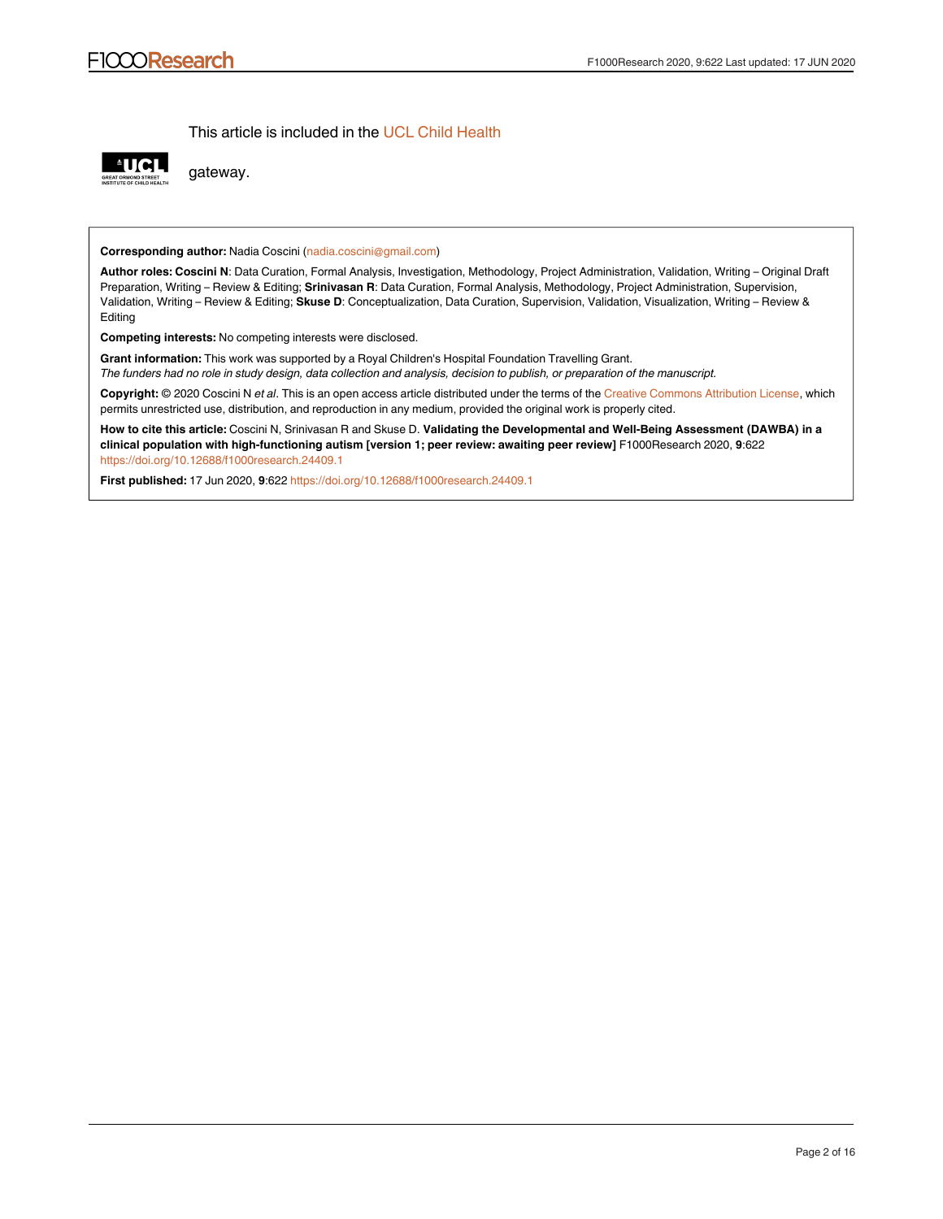This article is included in the UCL Child Health gateway.

**Corresponding author:** Nadia Coscini (nadia.coscini@gmail.com)

**Author roles: Coscini N**: Data Curation, Formal Analysis, Investigation, Methodology, Project Administration, Validation, Writing – Original Draft Preparation, Writing – Review & Editing; **Srinivasan R**: Data Curation, Formal Analysis, Methodology, Project Administration, Supervision, Validation, Writing – Review & Editing; **Skuse D**: Conceptualization, Data Curation, Supervision, Validation, Visualization, Writing – Review & Editing

**Competing interests:** No competing interests were disclosed.

**Grant information:** This work was supported by a Royal Children's Hospital Foundation Travelling Grant.
*The funders had no role in study design, data collection and analysis, decision to publish, or preparation of the manuscript.*

**Copyright:** © 2020 Coscini N *et al*. This is an open access article distributed under the terms of the Creative Commons Attribution License, which permits unrestricted use, distribution, and reproduction in any medium, provided the original work is properly cited.

**How to cite this article:** Coscini N, Srinivasan R and Skuse D. **Validating the Developmental and Well-Being Assessment (DAWBA) in a clinical population with high-functioning autism [version 1; peer review: awaiting peer review]** F1000Research 2020, **9**:622 https://doi.org/10.12688/f1000research.24409.1

**First published:** 17 Jun 2020, **9**:622 https://doi.org/10.12688/f1000research.24409.1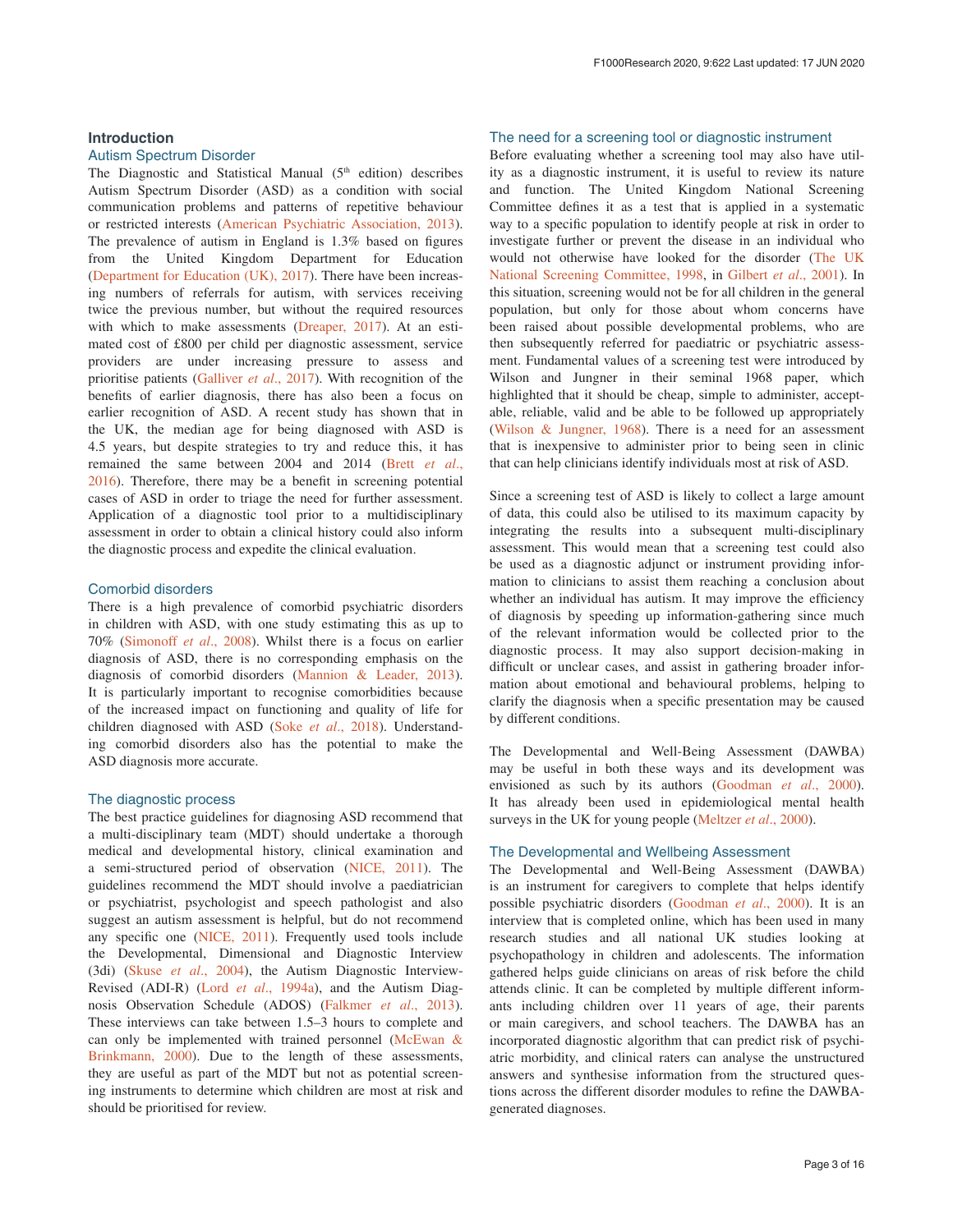## Introduction

### Autism Spectrum Disorder

The Diagnostic and Statistical Manual (5th edition) describes Autism Spectrum Disorder (ASD) as a condition with social communication problems and patterns of repetitive behaviour or restricted interests (American Psychiatric Association, 2013). The prevalence of autism in England is 1.3% based on figures from the United Kingdom Department for Education (Department for Education (UK), 2017). There have been increasing numbers of referrals for autism, with services receiving twice the previous number, but without the required resources with which to make assessments (Dreaper, 2017). At an estimated cost of £800 per child per diagnostic assessment, service providers are under increasing pressure to assess and prioritise patients (Galliver *et al*., 2017). With recognition of the benefits of earlier diagnosis, there has also been a focus on earlier recognition of ASD. A recent study has shown that in the UK, the median age for being diagnosed with ASD is 4.5 years, but despite strategies to try and reduce this, it has remained the same between 2004 and 2014 (Brett *et al*., 2016). Therefore, there may be a benefit in screening potential cases of ASD in order to triage the need for further assessment. Application of a diagnostic tool prior to a multidisciplinary assessment in order to obtain a clinical history could also inform the diagnostic process and expedite the clinical evaluation.

### Comorbid disorders

There is a high prevalence of comorbid psychiatric disorders in children with ASD, with one study estimating this as up to 70% (Simonoff *et al*., 2008). Whilst there is a focus on earlier diagnosis of ASD, there is no corresponding emphasis on the diagnosis of comorbid disorders (Mannion & Leader, 2013). It is particularly important to recognise comorbidities because of the increased impact on functioning and quality of life for children diagnosed with ASD (Soke *et al*., 2018). Understanding comorbid disorders also has the potential to make the ASD diagnosis more accurate.

### The diagnostic process

The best practice guidelines for diagnosing ASD recommend that a multi-disciplinary team (MDT) should undertake a thorough medical and developmental history, clinical examination and a semi-structured period of observation (NICE, 2011). The guidelines recommend the MDT should involve a paediatrician or psychiatrist, psychologist and speech pathologist and also suggest an autism assessment is helpful, but do not recommend any specific one (NICE, 2011). Frequently used tools include the Developmental, Dimensional and Diagnostic Interview (3di) (Skuse *et al*., 2004), the Autism Diagnostic Interview-Revised (ADI-R) (Lord *et al*., 1994a), and the Autism Diagnosis Observation Schedule (ADOS) (Falkmer *et al*., 2013). These interviews can take between 1.5–3 hours to complete and can only be implemented with trained personnel (McEwan & Brinkmann, 2000). Due to the length of these assessments, they are useful as part of the MDT but not as potential screening instruments to determine which children are most at risk and should be prioritised for review.

### The need for a screening tool or diagnostic instrument

Before evaluating whether a screening tool may also have utility as a diagnostic instrument, it is useful to review its nature and function. The United Kingdom National Screening Committee defines it as a test that is applied in a systematic way to a specific population to identify people at risk in order to investigate further or prevent the disease in an individual who would not otherwise have looked for the disorder (The UK National Screening Committee, 1998, in Gilbert *et al*., 2001). In this situation, screening would not be for all children in the general population, but only for those about whom concerns have been raised about possible developmental problems, who are then subsequently referred for paediatric or psychiatric assessment. Fundamental values of a screening test were introduced by Wilson and Jungner in their seminal 1968 paper, which highlighted that it should be cheap, simple to administer, acceptable, reliable, valid and be able to be followed up appropriately (Wilson & Jungner, 1968). There is a need for an assessment that is inexpensive to administer prior to being seen in clinic that can help clinicians identify individuals most at risk of ASD.

Since a screening test of ASD is likely to collect a large amount of data, this could also be utilised to its maximum capacity by integrating the results into a subsequent multi-disciplinary assessment. This would mean that a screening test could also be used as a diagnostic adjunct or instrument providing information to clinicians to assist them reaching a conclusion about whether an individual has autism. It may improve the efficiency of diagnosis by speeding up information-gathering since much of the relevant information would be collected prior to the diagnostic process. It may also support decision-making in difficult or unclear cases, and assist in gathering broader information about emotional and behavioural problems, helping to clarify the diagnosis when a specific presentation may be caused by different conditions.

The Developmental and Well-Being Assessment (DAWBA) may be useful in both these ways and its development was envisioned as such by its authors (Goodman *et al*., 2000). It has already been used in epidemiological mental health surveys in the UK for young people (Meltzer *et al*., 2000).

### The Developmental and Wellbeing Assessment

The Developmental and Well-Being Assessment (DAWBA) is an instrument for caregivers to complete that helps identify possible psychiatric disorders (Goodman *et al*., 2000). It is an interview that is completed online, which has been used in many research studies and all national UK studies looking at psychopathology in children and adolescents. The information gathered helps guide clinicians on areas of risk before the child attends clinic. It can be completed by multiple different informants including children over 11 years of age, their parents or main caregivers, and school teachers. The DAWBA has an incorporated diagnostic algorithm that can predict risk of psychiatric morbidity, and clinical raters can analyse the unstructured answers and synthesise information from the structured questions across the different disorder modules to refine the DAWBA-generated diagnoses.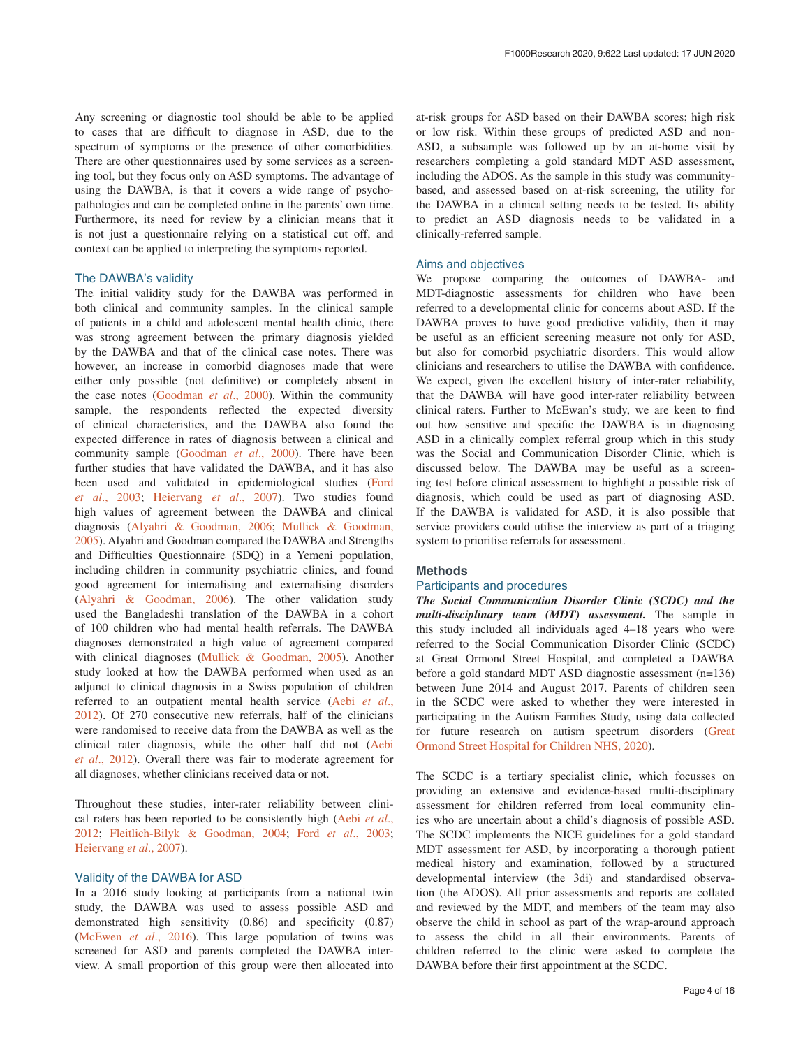Any screening or diagnostic tool should be able to be applied to cases that are difficult to diagnose in ASD, due to the spectrum of symptoms or the presence of other comorbidities. There are other questionnaires used by some services as a screening tool, but they focus only on ASD symptoms. The advantage of using the DAWBA, is that it covers a wide range of psychopathologies and can be completed online in the parents' own time. Furthermore, its need for review by a clinician means that it is not just a questionnaire relying on a statistical cut off, and context can be applied to interpreting the symptoms reported.

### The DAWBA's validity

The initial validity study for the DAWBA was performed in both clinical and community samples. In the clinical sample of patients in a child and adolescent mental health clinic, there was strong agreement between the primary diagnosis yielded by the DAWBA and that of the clinical case notes. There was however, an increase in comorbid diagnoses made that were either only possible (not definitive) or completely absent in the case notes (Goodman *et al.*, 2000). Within the community sample, the respondents reflected the expected diversity of clinical characteristics, and the DAWBA also found the expected difference in rates of diagnosis between a clinical and community sample (Goodman *et al.*, 2000). There have been further studies that have validated the DAWBA, and it has also been used and validated in epidemiological studies (Ford *et al.*, 2003; Heiervang *et al.*, 2007). Two studies found high values of agreement between the DAWBA and clinical diagnosis (Alyahri & Goodman, 2006; Mullick & Goodman, 2005). Alyahri and Goodman compared the DAWBA and Strengths and Difficulties Questionnaire (SDQ) in a Yemeni population, including children in community psychiatric clinics, and found good agreement for internalising and externalising disorders (Alyahri & Goodman, 2006). The other validation study used the Bangladeshi translation of the DAWBA in a cohort of 100 children who had mental health referrals. The DAWBA diagnoses demonstrated a high value of agreement compared with clinical diagnoses (Mullick & Goodman, 2005). Another study looked at how the DAWBA performed when used as an adjunct to clinical diagnosis in a Swiss population of children referred to an outpatient mental health service (Aebi *et al.*, 2012). Of 270 consecutive new referrals, half of the clinicians were randomised to receive data from the DAWBA as well as the clinical rater diagnosis, while the other half did not (Aebi *et al.*, 2012). Overall there was fair to moderate agreement for all diagnoses, whether clinicians received data or not.

Throughout these studies, inter-rater reliability between clinical raters has been reported to be consistently high (Aebi *et al.*, 2012; Fleitlich-Bilyk & Goodman, 2004; Ford *et al.*, 2003; Heiervang *et al.*, 2007).

### Validity of the DAWBA for ASD

In a 2016 study looking at participants from a national twin study, the DAWBA was used to assess possible ASD and demonstrated high sensitivity (0.86) and specificity (0.87) (McEwen *et al.*, 2016). This large population of twins was screened for ASD and parents completed the DAWBA interview. A small proportion of this group were then allocated into at-risk groups for ASD based on their DAWBA scores; high risk or low risk. Within these groups of predicted ASD and non-ASD, a subsample was followed up by an at-home visit by researchers completing a gold standard MDT ASD assessment, including the ADOS. As the sample in this study was community-based, and assessed based on at-risk screening, the utility for the DAWBA in a clinical setting needs to be tested. Its ability to predict an ASD diagnosis needs to be validated in a clinically-referred sample.

### Aims and objectives

We propose comparing the outcomes of DAWBA- and MDT-diagnostic assessments for children who have been referred to a developmental clinic for concerns about ASD. If the DAWBA proves to have good predictive validity, then it may be useful as an efficient screening measure not only for ASD, but also for comorbid psychiatric disorders. This would allow clinicians and researchers to utilise the DAWBA with confidence. We expect, given the excellent history of inter-rater reliability, that the DAWBA will have good inter-rater reliability between clinical raters. Further to McEwan's study, we are keen to find out how sensitive and specific the DAWBA is in diagnosing ASD in a clinically complex referral group which in this study was the Social and Communication Disorder Clinic, which is discussed below. The DAWBA may be useful as a screening test before clinical assessment to highlight a possible risk of diagnosis, which could be used as part of diagnosing ASD. If the DAWBA is validated for ASD, it is also possible that service providers could utilise the interview as part of a triaging system to prioritise referrals for assessment.

## Methods

### Participants and procedures

***The Social Communication Disorder Clinic (SCDC) and the multi-disciplinary team (MDT) assessment.*** The sample in this study included all individuals aged 4–18 years who were referred to the Social Communication Disorder Clinic (SCDC) at Great Ormond Street Hospital, and completed a DAWBA before a gold standard MDT ASD diagnostic assessment (n=136) between June 2014 and August 2017. Parents of children seen in the SCDC were asked to whether they were interested in participating in the Autism Families Study, using data collected for future research on autism spectrum disorders (Great Ormond Street Hospital for Children NHS, 2020).

The SCDC is a tertiary specialist clinic, which focusses on providing an extensive and evidence-based multi-disciplinary assessment for children referred from local community clinics who are uncertain about a child's diagnosis of possible ASD. The SCDC implements the NICE guidelines for a gold standard MDT assessment for ASD, by incorporating a thorough patient medical history and examination, followed by a structured developmental interview (the 3di) and standardised observation (the ADOS). All prior assessments and reports are collated and reviewed by the MDT, and members of the team may also observe the child in school as part of the wrap-around approach to assess the child in all their environments. Parents of children referred to the clinic were asked to complete the DAWBA before their first appointment at the SCDC.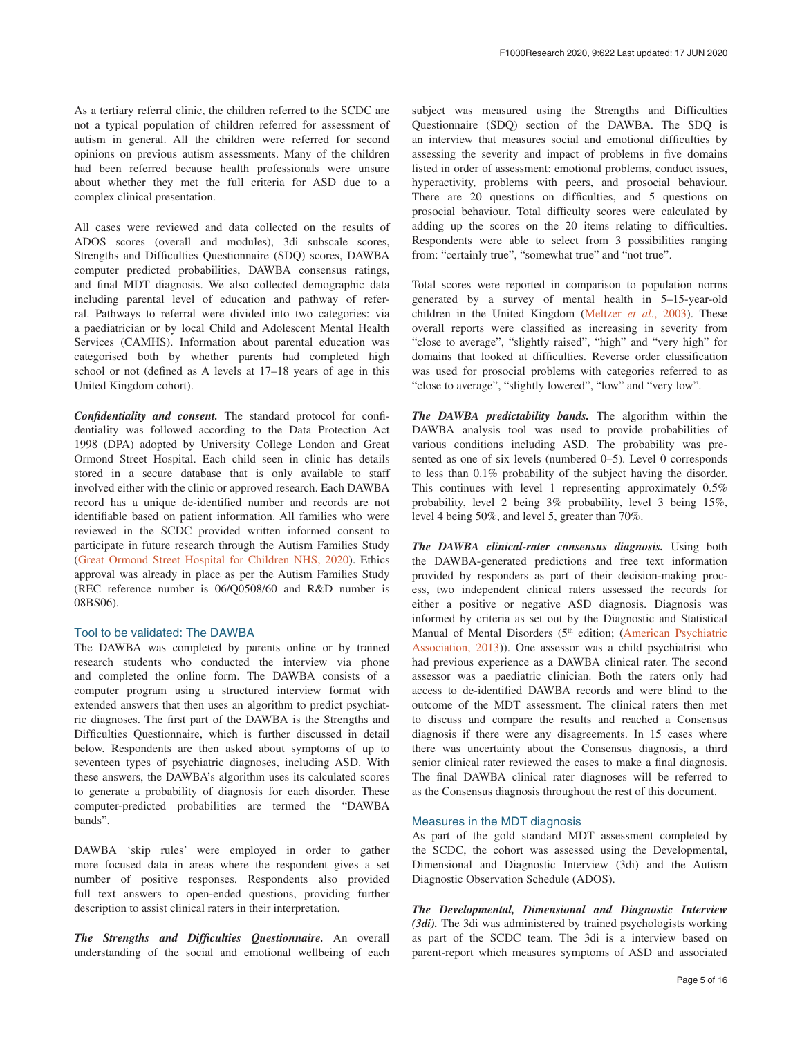As a tertiary referral clinic, the children referred to the SCDC are not a typical population of children referred for assessment of autism in general. All the children were referred for second opinions on previous autism assessments. Many of the children had been referred because health professionals were unsure about whether they met the full criteria for ASD due to a complex clinical presentation.

All cases were reviewed and data collected on the results of ADOS scores (overall and modules), 3di subscale scores, Strengths and Difficulties Questionnaire (SDQ) scores, DAWBA computer predicted probabilities, DAWBA consensus ratings, and final MDT diagnosis. We also collected demographic data including parental level of education and pathway of referral. Pathways to referral were divided into two categories: via a paediatrician or by local Child and Adolescent Mental Health Services (CAMHS). Information about parental education was categorised both by whether parents had completed high school or not (defined as A levels at 17–18 years of age in this United Kingdom cohort).

***Confidentiality and consent.*** The standard protocol for confidentiality was followed according to the Data Protection Act 1998 (DPA) adopted by University College London and Great Ormond Street Hospital. Each child seen in clinic has details stored in a secure database that is only available to staff involved either with the clinic or approved research. Each DAWBA record has a unique de-identified number and records are not identifiable based on patient information. All families who were reviewed in the SCDC provided written informed consent to participate in future research through the Autism Families Study (Great Ormond Street Hospital for Children NHS, 2020). Ethics approval was already in place as per the Autism Families Study (REC reference number is 06/Q0508/60 and R&D number is 08BS06).

## Tool to be validated: The DAWBA

The DAWBA was completed by parents online or by trained research students who conducted the interview via phone and completed the online form. The DAWBA consists of a computer program using a structured interview format with extended answers that then uses an algorithm to predict psychiatric diagnoses. The first part of the DAWBA is the Strengths and Difficulties Questionnaire, which is further discussed in detail below. Respondents are then asked about symptoms of up to seventeen types of psychiatric diagnoses, including ASD. With these answers, the DAWBA's algorithm uses its calculated scores to generate a probability of diagnosis for each disorder. These computer-predicted probabilities are termed the "DAWBA bands".

DAWBA 'skip rules' were employed in order to gather more focused data in areas where the respondent gives a set number of positive responses. Respondents also provided full text answers to open-ended questions, providing further description to assist clinical raters in their interpretation.

***The Strengths and Difficulties Questionnaire.*** An overall understanding of the social and emotional wellbeing of each subject was measured using the Strengths and Difficulties Questionnaire (SDQ) section of the DAWBA. The SDQ is an interview that measures social and emotional difficulties by assessing the severity and impact of problems in five domains listed in order of assessment: emotional problems, conduct issues, hyperactivity, problems with peers, and prosocial behaviour. There are 20 questions on difficulties, and 5 questions on prosocial behaviour. Total difficulty scores were calculated by adding up the scores on the 20 items relating to difficulties. Respondents were able to select from 3 possibilities ranging from: "certainly true", "somewhat true" and "not true".

Total scores were reported in comparison to population norms generated by a survey of mental health in 5–15-year-old children in the United Kingdom (Meltzer *et al*., 2003). These overall reports were classified as increasing in severity from "close to average", "slightly raised", "high" and "very high" for domains that looked at difficulties. Reverse order classification was used for prosocial problems with categories referred to as "close to average", "slightly lowered", "low" and "very low".

***The DAWBA predictability bands.*** The algorithm within the DAWBA analysis tool was used to provide probabilities of various conditions including ASD. The probability was presented as one of six levels (numbered 0–5). Level 0 corresponds to less than 0.1% probability of the subject having the disorder. This continues with level 1 representing approximately 0.5% probability, level 2 being 3% probability, level 3 being 15%, level 4 being 50%, and level 5, greater than 70%.

***The DAWBA clinical-rater consensus diagnosis.*** Using both the DAWBA-generated predictions and free text information provided by responders as part of their decision-making process, two independent clinical raters assessed the records for either a positive or negative ASD diagnosis. Diagnosis was informed by criteria as set out by the Diagnostic and Statistical Manual of Mental Disorders (5th edition; (American Psychiatric Association, 2013)). One assessor was a child psychiatrist who had previous experience as a DAWBA clinical rater. The second assessor was a paediatric clinician. Both the raters only had access to de-identified DAWBA records and were blind to the outcome of the MDT assessment. The clinical raters then met to discuss and compare the results and reached a Consensus diagnosis if there were any disagreements. In 15 cases where there was uncertainty about the Consensus diagnosis, a third senior clinical rater reviewed the cases to make a final diagnosis. The final DAWBA clinical rater diagnoses will be referred to as the Consensus diagnosis throughout the rest of this document.

## Measures in the MDT diagnosis

As part of the gold standard MDT assessment completed by the SCDC, the cohort was assessed using the Developmental, Dimensional and Diagnostic Interview (3di) and the Autism Diagnostic Observation Schedule (ADOS).

***The Developmental, Dimensional and Diagnostic Interview (3di).*** The 3di was administered by trained psychologists working as part of the SCDC team. The 3di is a interview based on parent-report which measures symptoms of ASD and associated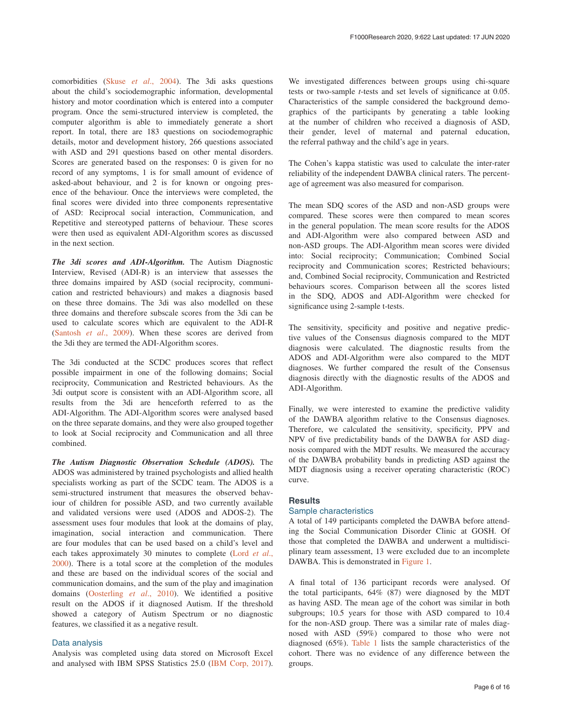comorbidities (Skuse *et al.*, 2004). The 3di asks questions about the child's sociodemographic information, developmental history and motor coordination which is entered into a computer program. Once the semi-structured interview is completed, the computer algorithm is able to immediately generate a short report. In total, there are 183 questions on sociodemographic details, motor and development history, 266 questions associated with ASD and 291 questions based on other mental disorders. Scores are generated based on the responses: 0 is given for no record of any symptoms, 1 is for small amount of evidence of asked-about behaviour, and 2 is for known or ongoing presence of the behaviour. Once the interviews were completed, the final scores were divided into three components representative of ASD: Reciprocal social interaction, Communication, and Repetitive and stereotyped patterns of behaviour. These scores were then used as equivalent ADI-Algorithm scores as discussed in the next section.

***The 3di scores and ADI-Algorithm.*** The Autism Diagnostic Interview, Revised (ADI-R) is an interview that assesses the three domains impaired by ASD (social reciprocity, communication and restricted behaviours) and makes a diagnosis based on these three domains. The 3di was also modelled on these three domains and therefore subscale scores from the 3di can be used to calculate scores which are equivalent to the ADI-R (Santosh *et al.*, 2009). When these scores are derived from the 3di they are termed the ADI-Algorithm scores.

The 3di conducted at the SCDC produces scores that reflect possible impairment in one of the following domains; Social reciprocity, Communication and Restricted behaviours. As the 3di output score is consistent with an ADI-Algorithm score, all results from the 3di are henceforth referred to as the ADI-Algorithm. The ADI-Algorithm scores were analysed based on the three separate domains, and they were also grouped together to look at Social reciprocity and Communication and all three combined.

***The Autism Diagnostic Observation Schedule (ADOS).*** The ADOS was administered by trained psychologists and allied health specialists working as part of the SCDC team. The ADOS is a semi-structured instrument that measures the observed behaviour of children for possible ASD, and two currently available and validated versions were used (ADOS and ADOS-2). The assessment uses four modules that look at the domains of play, imagination, social interaction and communication. There are four modules that can be used based on a child's level and each takes approximately 30 minutes to complete (Lord *et al.*, 2000). There is a total score at the completion of the modules and these are based on the individual scores of the social and communication domains, and the sum of the play and imagination domains (Oosterling *et al.*, 2010). We identified a positive result on the ADOS if it diagnosed Autism. If the threshold showed a category of Autism Spectrum or no diagnostic features, we classified it as a negative result.

### Data analysis

Analysis was completed using data stored on Microsoft Excel and analysed with IBM SPSS Statistics 25.0 (IBM Corp, 2017). We investigated differences between groups using chi-square tests or two-sample *t*-tests and set levels of significance at 0.05. Characteristics of the sample considered the background demographics of the participants by generating a table looking at the number of children who received a diagnosis of ASD, their gender, level of maternal and paternal education, the referral pathway and the child's age in years.

The Cohen's kappa statistic was used to calculate the inter-rater reliability of the independent DAWBA clinical raters. The percentage of agreement was also measured for comparison.

The mean SDQ scores of the ASD and non-ASD groups were compared. These scores were then compared to mean scores in the general population. The mean score results for the ADOS and ADI-Algorithm were also compared between ASD and non-ASD groups. The ADI-Algorithm mean scores were divided into: Social reciprocity; Communication; Combined Social reciprocity and Communication scores; Restricted behaviours; and, Combined Social reciprocity, Communication and Restricted behaviours scores. Comparison between all the scores listed in the SDQ, ADOS and ADI-Algorithm were checked for significance using 2-sample t-tests.

The sensitivity, specificity and positive and negative predictive values of the Consensus diagnosis compared to the MDT diagnosis were calculated. The diagnostic results from the ADOS and ADI-Algorithm were also compared to the MDT diagnoses. We further compared the result of the Consensus diagnosis directly with the diagnostic results of the ADOS and ADI-Algorithm.

Finally, we were interested to examine the predictive validity of the DAWBA algorithm relative to the Consensus diagnoses. Therefore, we calculated the sensitivity, specificity, PPV and NPV of five predictability bands of the DAWBA for ASD diagnosis compared with the MDT results. We measured the accuracy of the DAWBA probability bands in predicting ASD against the MDT diagnosis using a receiver operating characteristic (ROC) curve.

## Results

### Sample characteristics

A total of 149 participants completed the DAWBA before attending the Social Communication Disorder Clinic at GOSH. Of those that completed the DAWBA and underwent a multidisciplinary team assessment, 13 were excluded due to an incomplete DAWBA. This is demonstrated in Figure 1.

A final total of 136 participant records were analysed. Of the total participants, 64% (87) were diagnosed by the MDT as having ASD. The mean age of the cohort was similar in both subgroups; 10.5 years for those with ASD compared to 10.4 for the non-ASD group. There was a similar rate of males diagnosed with ASD (59%) compared to those who were not diagnosed (65%). Table 1 lists the sample characteristics of the cohort. There was no evidence of any difference between the groups.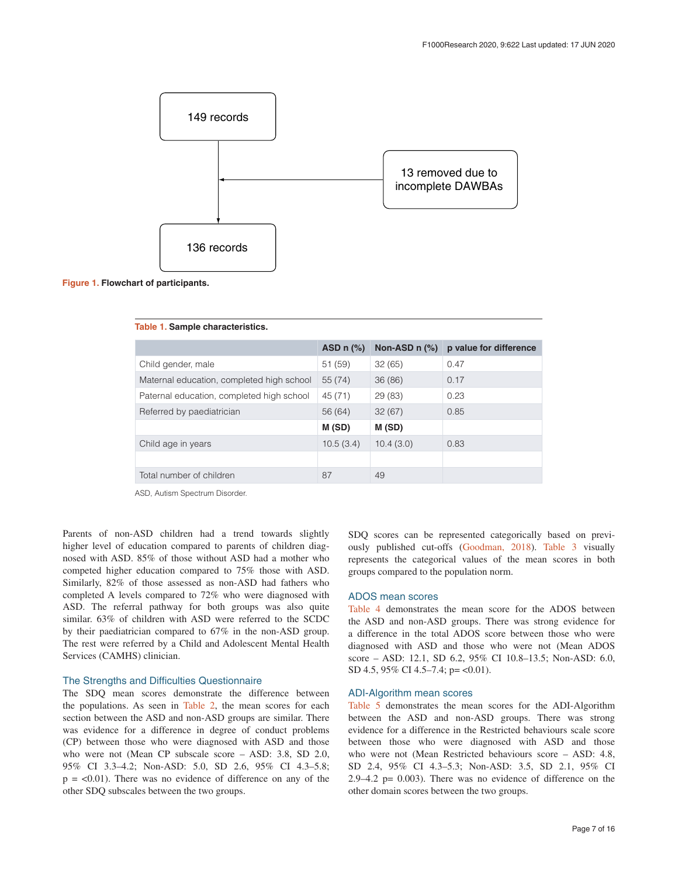```
149 records
    |
    |<---- 13 removed due to incomplete DAWBAs
    |
136 records
```

**Figure 1. Flowchart of participants.**

**Table 1. Sample characteristics.**

| | ASD n (%) | Non-ASD n (%) | p value for difference |
|---|---|---|---|
| Child gender, male | 51 (59) | 32 (65) | 0.47 |
| Maternal education, completed high school | 55 (74) | 36 (86) | 0.17 |
| Paternal education, completed high school | 45 (71) | 29 (83) | 0.23 |
| Referred by paediatrician | 56 (64) | 32 (67) | 0.85 |
| | **M (SD)** | **M (SD)** | |
| Child age in years | 10.5 (3.4) | 10.4 (3.0) | 0.83 |
| | | | |
| Total number of children | 87 | 49 | |

ASD, Autism Spectrum Disorder.

Parents of non-ASD children had a trend towards slightly higher level of education compared to parents of children diagnosed with ASD. 85% of those without ASD had a mother who competed higher education compared to 75% those with ASD. Similarly, 82% of those assessed as non-ASD had fathers who completed A levels compared to 72% who were diagnosed with ASD. The referral pathway for both groups was quite similar. 63% of children with ASD were referred to the SCDC by their paediatrician compared to 67% in the non-ASD group. The rest were referred by a Child and Adolescent Mental Health Services (CAMHS) clinician.

### The Strengths and Difficulties Questionnaire

The SDQ mean scores demonstrate the difference between the populations. As seen in Table 2, the mean scores for each section between the ASD and non-ASD groups are similar. There was evidence for a difference in degree of conduct problems (CP) between those who were diagnosed with ASD and those who were not (Mean CP subscale score – ASD: 3.8, SD 2.0, 95% CI 3.3–4.2; Non-ASD: 5.0, SD 2.6, 95% CI 4.3–5.8; p = <0.01). There was no evidence of difference on any of the other SDQ subscales between the two groups.

SDQ scores can be represented categorically based on previously published cut-offs (Goodman, 2018). Table 3 visually represents the categorical values of the mean scores in both groups compared to the population norm.

### ADOS mean scores

Table 4 demonstrates the mean score for the ADOS between the ASD and non-ASD groups. There was strong evidence for a difference in the total ADOS score between those who were diagnosed with ASD and those who were not (Mean ADOS score – ASD: 12.1, SD 6.2, 95% CI 10.8–13.5; Non-ASD: 6.0, SD 4.5, 95% CI 4.5–7.4; p= <0.01).

### ADI-Algorithm mean scores

Table 5 demonstrates the mean scores for the ADI-Algorithm between the ASD and non-ASD groups. There was strong evidence for a difference in the Restricted behaviours scale score between those who were diagnosed with ASD and those who were not (Mean Restricted behaviours score – ASD: 4.8, SD 2.4, 95% CI 4.3–5.3; Non-ASD: 3.5, SD 2.1, 95% CI 2.9–4.2 p= 0.003). There was no evidence of difference on the other domain scores between the two groups.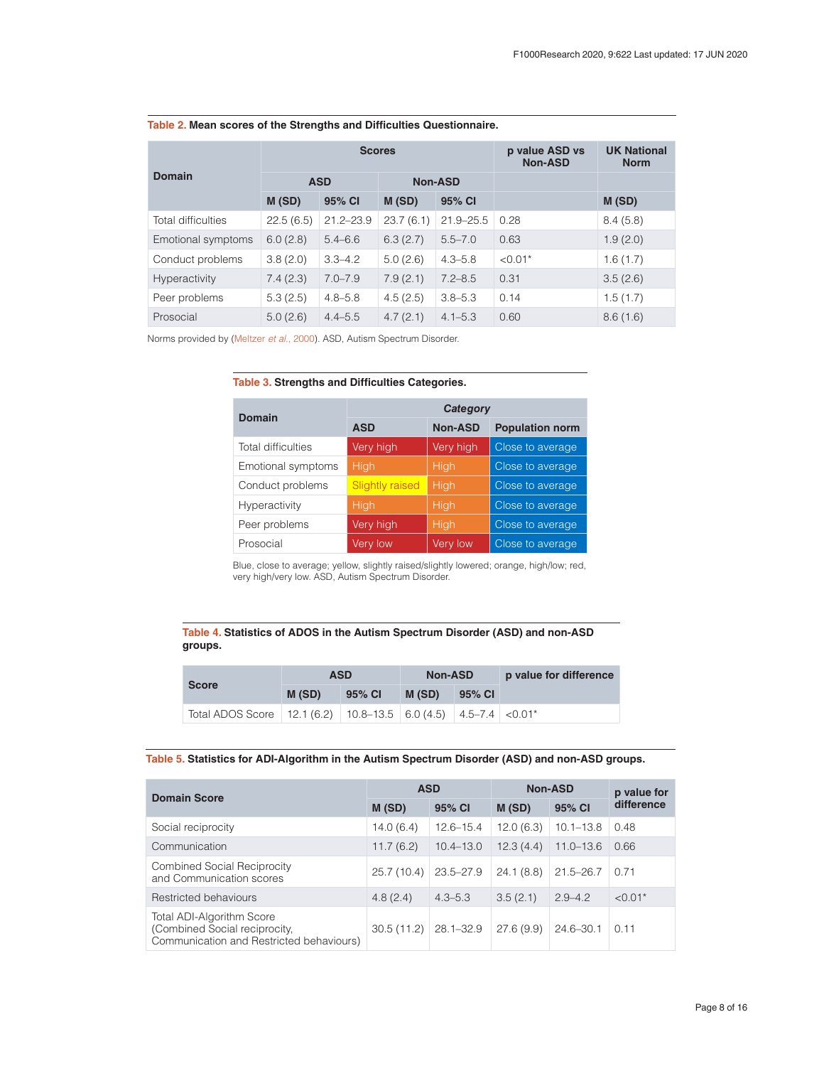**Table 2.** Mean scores of the Strengths and Difficulties Questionnaire.

| Domain | Scores | | | | p value ASD vs Non-ASD | UK National Norm |
|---|---|---|---|---|---|---|
| | ASD | | Non-ASD | | | |
| | M (SD) | 95% CI | M (SD) | 95% CI | | M (SD) |
| Total difficulties | 22.5 (6.5) | 21.2–23.9 | 23.7 (6.1) | 21.9–25.5 | 0.28 | 8.4 (5.8) |
| Emotional symptoms | 6.0 (2.8) | 5.4–6.6 | 6.3 (2.7) | 5.5–7.0 | 0.63 | 1.9 (2.0) |
| Conduct problems | 3.8 (2.0) | 3.3–4.2 | 5.0 (2.6) | 4.3–5.8 | <0.01* | 1.6 (1.7) |
| Hyperactivity | 7.4 (2.3) | 7.0–7.9 | 7.9 (2.1) | 7.2–8.5 | 0.31 | 3.5 (2.6) |
| Peer problems | 5.3 (2.5) | 4.8–5.8 | 4.5 (2.5) | 3.8–5.3 | 0.14 | 1.5 (1.7) |
| Prosocial | 5.0 (2.6) | 4.4–5.5 | 4.7 (2.1) | 4.1–5.3 | 0.60 | 8.6 (1.6) |

Norms provided by (Meltzer *et al.*, 2000). ASD, Autism Spectrum Disorder.

**Table 3.** Strengths and Difficulties Categories.

| Domain | *Category* | | |
|---|---|---|---|
| | ASD | Non-ASD | Population norm |
| Total difficulties | Very high | Very high | Close to average |
| Emotional symptoms | High | High | Close to average |
| Conduct problems | Slightly raised | High | Close to average |
| Hyperactivity | High | High | Close to average |
| Peer problems | Very high | High | Close to average |
| Prosocial | Very low | Very low | Close to average |

Blue, close to average; yellow, slightly raised/slightly lowered; orange, high/low; red, very high/very low. ASD, Autism Spectrum Disorder.

**Table 4.** Statistics of ADOS in the Autism Spectrum Disorder (ASD) and non-ASD groups.

| Score | ASD | | Non-ASD | | p value for difference |
|---|---|---|---|---|---|
| | M (SD) | 95% CI | M (SD) | 95% CI | |
| Total ADOS Score | 12.1 (6.2) | 10.8–13.5 | 6.0 (4.5) | 4.5–7.4 | <0.01* |

**Table 5.** Statistics for ADI-Algorithm in the Autism Spectrum Disorder (ASD) and non-ASD groups.

| Domain Score | ASD | | Non-ASD | | p value for difference |
|---|---|---|---|---|---|
| | M (SD) | 95% CI | M (SD) | 95% CI | |
| Social reciprocity | 14.0 (6.4) | 12.6–15.4 | 12.0 (6.3) | 10.1–13.8 | 0.48 |
| Communication | 11.7 (6.2) | 10.4–13.0 | 12.3 (4.4) | 11.0–13.6 | 0.66 |
| Combined Social Reciprocity and Communication scores | 25.7 (10.4) | 23.5–27.9 | 24.1 (8.8) | 21.5–26.7 | 0.71 |
| Restricted behaviours | 4.8 (2.4) | 4.3–5.3 | 3.5 (2.1) | 2.9–4.2 | <0.01* |
| Total ADI-Algorithm Score (Combined Social reciprocity, Communication and Restricted behaviours) | 30.5 (11.2) | 28.1–32.9 | 27.6 (9.9) | 24.6–30.1 | 0.11 |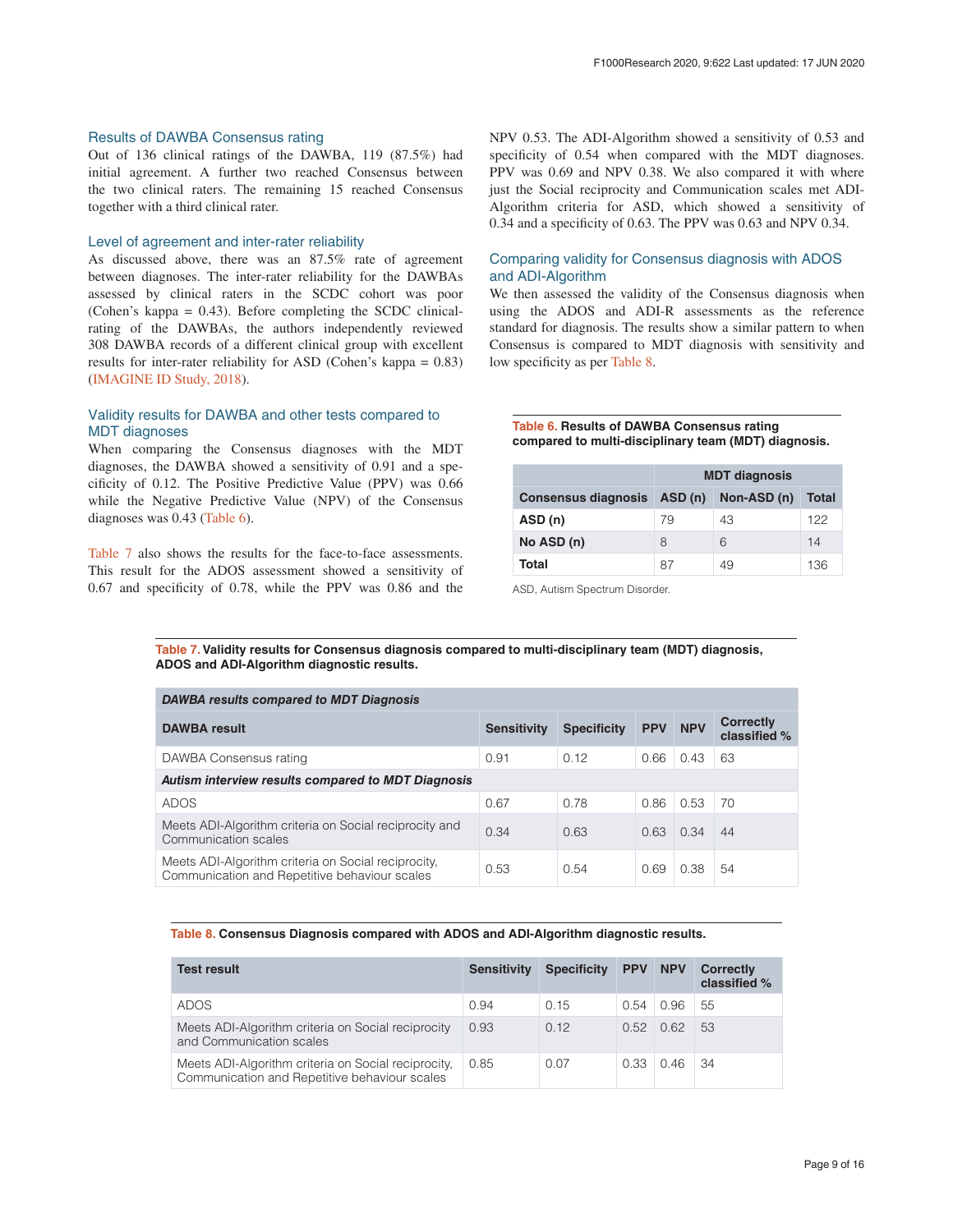## Results of DAWBA Consensus rating

Out of 136 clinical ratings of the DAWBA, 119 (87.5%) had initial agreement. A further two reached Consensus between the two clinical raters. The remaining 15 reached Consensus together with a third clinical rater.

## Level of agreement and inter-rater reliability

As discussed above, there was an 87.5% rate of agreement between diagnoses. The inter-rater reliability for the DAWBAs assessed by clinical raters in the SCDC cohort was poor (Cohen's kappa = 0.43). Before completing the SCDC clinical-rating of the DAWBAs, the authors independently reviewed 308 DAWBA records of a different clinical group with excellent results for inter-rater reliability for ASD (Cohen's kappa = 0.83) (IMAGINE ID Study, 2018).

## Validity results for DAWBA and other tests compared to MDT diagnoses

When comparing the Consensus diagnoses with the MDT diagnoses, the DAWBA showed a sensitivity of 0.91 and a specificity of 0.12. The Positive Predictive Value (PPV) was 0.66 while the Negative Predictive Value (NPV) of the Consensus diagnoses was 0.43 (Table 6).

Table 7 also shows the results for the face-to-face assessments. This result for the ADOS assessment showed a sensitivity of 0.67 and specificity of 0.78, while the PPV was 0.86 and the NPV 0.53. The ADI-Algorithm showed a sensitivity of 0.53 and specificity of 0.54 when compared with the MDT diagnoses. PPV was 0.69 and NPV 0.38. We also compared it with where just the Social reciprocity and Communication scales met ADI-Algorithm criteria for ASD, which showed a sensitivity of 0.34 and a specificity of 0.63. The PPV was 0.63 and NPV 0.34.

## Comparing validity for Consensus diagnosis with ADOS and ADI-Algorithm

We then assessed the validity of the Consensus diagnosis when using the ADOS and ADI-R assessments as the reference standard for diagnosis. The results show a similar pattern to when Consensus is compared to MDT diagnosis with sensitivity and low specificity as per Table 8.

**Table 6. Results of DAWBA Consensus rating compared to multi-disciplinary team (MDT) diagnosis.**

| | MDT diagnosis | | |
|---|---|---|---|
| **Consensus diagnosis** | **ASD (n)** | **Non-ASD (n)** | **Total** |
| **ASD (n)** | 79 | 43 | 122 |
| **No ASD (n)** | 8 | 6 | 14 |
| **Total** | 87 | 49 | 136 |

ASD, Autism Spectrum Disorder.

**Table 7. Validity results for Consensus diagnosis compared to multi-disciplinary team (MDT) diagnosis, ADOS and ADI-Algorithm diagnostic results.**

| DAWBA result | Sensitivity | Specificity | PPV | NPV | Correctly classified % |
|---|---|---|---|---|---|
| ***DAWBA results compared to MDT Diagnosis*** | | | | | |
| DAWBA Consensus rating | 0.91 | 0.12 | 0.66 | 0.43 | 63 |
| ***Autism interview results compared to MDT Diagnosis*** | | | | | |
| ADOS | 0.67 | 0.78 | 0.86 | 0.53 | 70 |
| Meets ADI-Algorithm criteria on Social reciprocity and Communication scales | 0.34 | 0.63 | 0.63 | 0.34 | 44 |
| Meets ADI-Algorithm criteria on Social reciprocity, Communication and Repetitive behaviour scales | 0.53 | 0.54 | 0.69 | 0.38 | 54 |

**Table 8. Consensus Diagnosis compared with ADOS and ADI-Algorithm diagnostic results.**

| Test result | Sensitivity | Specificity | PPV | NPV | Correctly classified % |
|---|---|---|---|---|---|
| ADOS | 0.94 | 0.15 | 0.54 | 0.96 | 55 |
| Meets ADI-Algorithm criteria on Social reciprocity and Communication scales | 0.93 | 0.12 | 0.52 | 0.62 | 53 |
| Meets ADI-Algorithm criteria on Social reciprocity, Communication and Repetitive behaviour scales | 0.85 | 0.07 | 0.33 | 0.46 | 34 |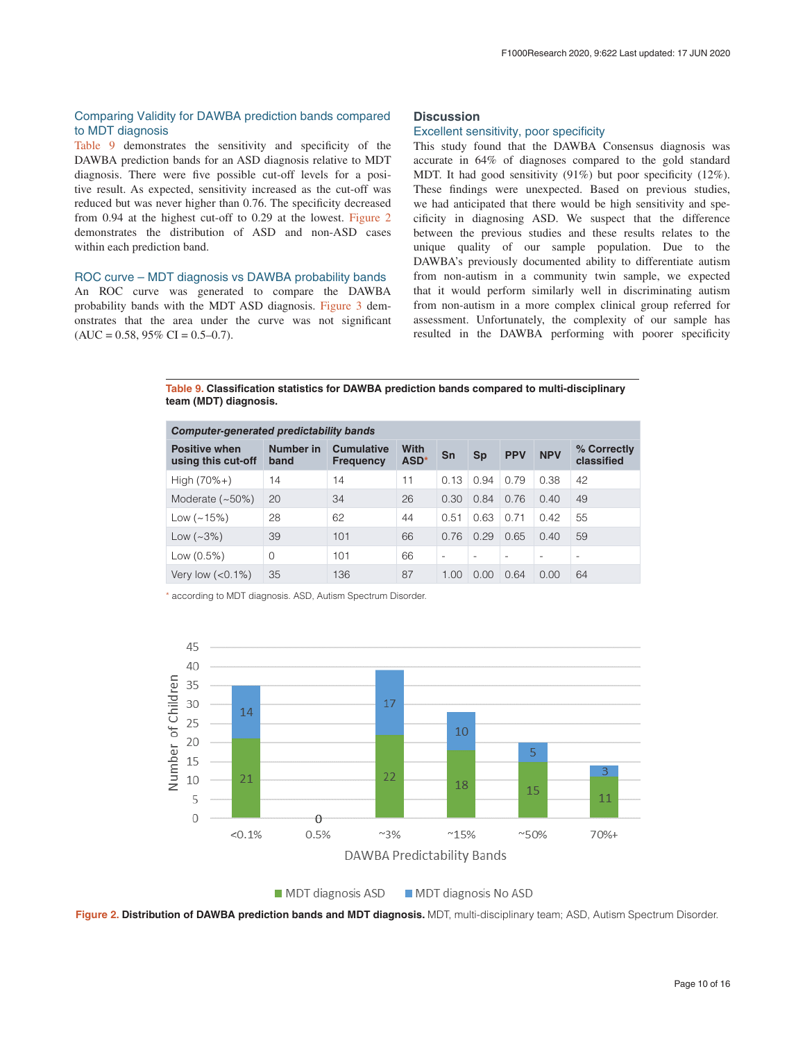### Comparing Validity for DAWBA prediction bands compared to MDT diagnosis

Table 9 demonstrates the sensitivity and specificity of the DAWBA prediction bands for an ASD diagnosis relative to MDT diagnosis. There were five possible cut-off levels for a positive result. As expected, sensitivity increased as the cut-off was reduced but was never higher than 0.76. The specificity decreased from 0.94 at the highest cut-off to 0.29 at the lowest. Figure 2 demonstrates the distribution of ASD and non-ASD cases within each prediction band.

### ROC curve – MDT diagnosis vs DAWBA probability bands

An ROC curve was generated to compare the DAWBA probability bands with the MDT ASD diagnosis. Figure 3 demonstrates that the area under the curve was not significant (AUC = 0.58, 95% CI = 0.5–0.7).

## Discussion

### Excellent sensitivity, poor specificity

This study found that the DAWBA Consensus diagnosis was accurate in 64% of diagnoses compared to the gold standard MDT. It had good sensitivity (91%) but poor specificity (12%). These findings were unexpected. Based on previous studies, we had anticipated that there would be high sensitivity and specificity in diagnosing ASD. We suspect that the difference between the previous studies and these results relates to the unique quality of our sample population. Due to the DAWBA's previously documented ability to differentiate autism from non-autism in a community twin sample, we expected that it would perform similarly well in discriminating autism from non-autism in a more complex clinical group referred for assessment. Unfortunately, the complexity of our sample has resulted in the DAWBA performing with poorer specificity

**Table 9. Classification statistics for DAWBA prediction bands compared to multi-disciplinary team (MDT) diagnosis.**

| *Computer-generated predictability bands* | | | | | | | | |
|---|---|---|---|---|---|---|---|---|
| Positive when using this cut-off | Number in band | Cumulative Frequency | With ASD* | Sn | Sp | PPV | NPV | % Correctly classified |
| High (70%+) | 14 | 14 | 11 | 0.13 | 0.94 | 0.79 | 0.38 | 42 |
| Moderate (~50%) | 20 | 34 | 26 | 0.30 | 0.84 | 0.76 | 0.40 | 49 |
| Low (~15%) | 28 | 62 | 44 | 0.51 | 0.63 | 0.71 | 0.42 | 55 |
| Low (~3%) | 39 | 101 | 66 | 0.76 | 0.29 | 0.65 | 0.40 | 59 |
| Low (0.5%) | 0 | 101 | 66 | - | - | - | - | - |
| Very low (<0.1%) | 35 | 136 | 87 | 1.00 | 0.00 | 0.64 | 0.00 | 64 |

* according to MDT diagnosis. ASD, Autism Spectrum Disorder.

| DAWBA Predictability Bands | MDT diagnosis ASD | MDT diagnosis No ASD |
|---|---|---|
| <0.1% | 21 | 14 |
| 0.5% | 0 | 0 |
| ~3% | 22 | 17 |
| ~15% | 18 | 10 |
| ~50% | 15 | 5 |
| 70%+ | 11 | 3 |

**Figure 2. Distribution of DAWBA prediction bands and MDT diagnosis.** MDT, multi-disciplinary team; ASD, Autism Spectrum Disorder.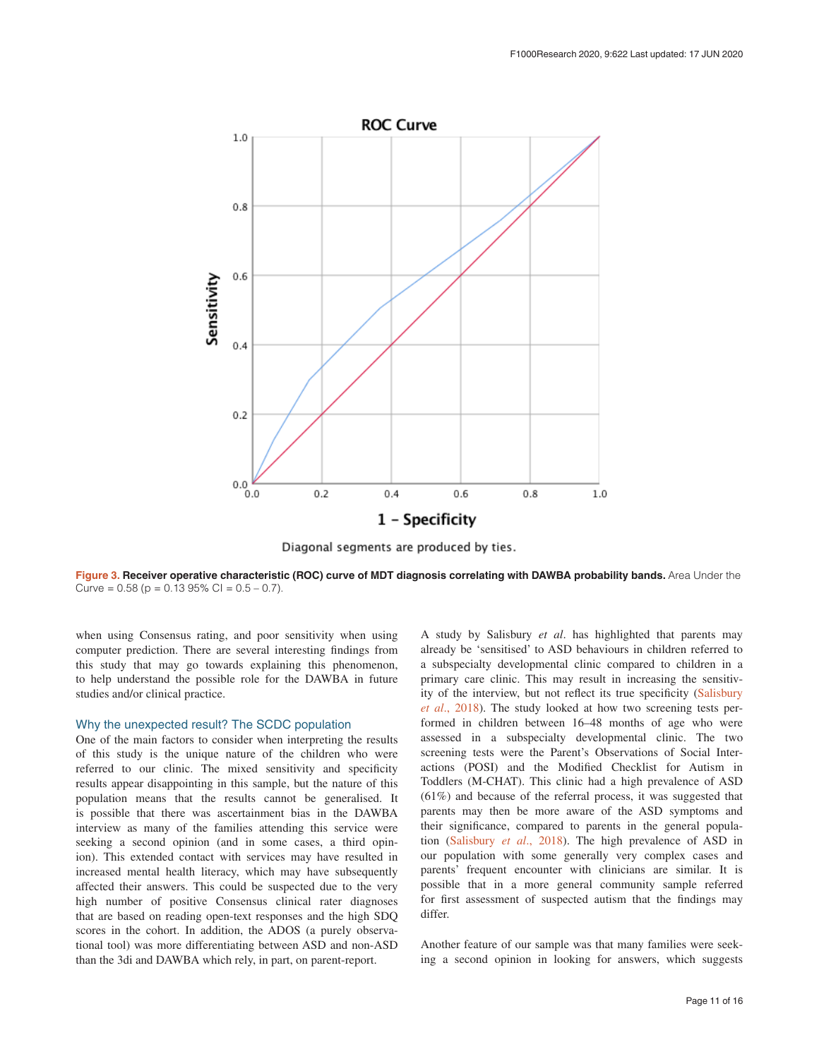ROC Curve

Diagonal segments are produced by ties.

**Figure 3. Receiver operative characteristic (ROC) curve of MDT diagnosis correlating with DAWBA probability bands.** Area Under the Curve = 0.58 (p = 0.13 95% CI = 0.5 – 0.7).

when using Consensus rating, and poor sensitivity when using computer prediction. There are several interesting findings from this study that may go towards explaining this phenomenon, to help understand the possible role for the DAWBA in future studies and/or clinical practice.

### Why the unexpected result? The SCDC population

One of the main factors to consider when interpreting the results of this study is the unique nature of the children who were referred to our clinic. The mixed sensitivity and specificity results appear disappointing in this sample, but the nature of this population means that the results cannot be generalised. It is possible that there was ascertainment bias in the DAWBA interview as many of the families attending this service were seeking a second opinion (and in some cases, a third opinion). This extended contact with services may have resulted in increased mental health literacy, which may have subsequently affected their answers. This could be suspected due to the very high number of positive Consensus clinical rater diagnoses that are based on reading open-text responses and the high SDQ scores in the cohort. In addition, the ADOS (a purely observational tool) was more differentiating between ASD and non-ASD than the 3di and DAWBA which rely, in part, on parent-report.

A study by Salisbury *et al*. has highlighted that parents may already be 'sensitised' to ASD behaviours in children referred to a subspecialty developmental clinic compared to children in a primary care clinic. This may result in increasing the sensitivity of the interview, but not reflect its true specificity (Salisbury *et al*., 2018). The study looked at how two screening tests performed in children between 16–48 months of age who were assessed in a subspecialty developmental clinic. The two screening tests were the Parent's Observations of Social Interactions (POSI) and the Modified Checklist for Autism in Toddlers (M-CHAT). This clinic had a high prevalence of ASD (61%) and because of the referral process, it was suggested that parents may then be more aware of the ASD symptoms and their significance, compared to parents in the general population (Salisbury *et al*., 2018). The high prevalence of ASD in our population with some generally very complex cases and parents' frequent encounter with clinicians are similar. It is possible that in a more general community sample referred for first assessment of suspected autism that the findings may differ.

Another feature of our sample was that many families were seeking a second opinion in looking for answers, which suggests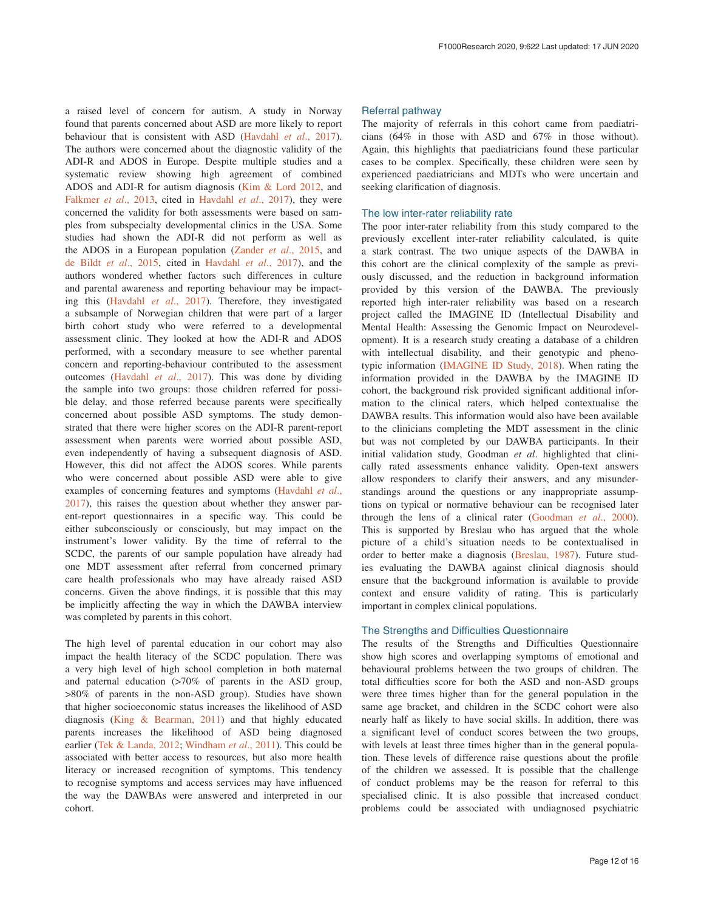a raised level of concern for autism. A study in Norway found that parents concerned about ASD are more likely to report behaviour that is consistent with ASD (Havdahl *et al.*, 2017). The authors were concerned about the diagnostic validity of the ADI-R and ADOS in Europe. Despite multiple studies and a systematic review showing high agreement of combined ADOS and ADI-R for autism diagnosis (Kim & Lord 2012, and Falkmer *et al.*, 2013, cited in Havdahl *et al.*, 2017), they were concerned the validity for both assessments were based on samples from subspecialty developmental clinics in the USA. Some studies had shown the ADI-R did not perform as well as the ADOS in a European population (Zander *et al.*, 2015, and de Bildt *et al.*, 2015, cited in Havdahl *et al.*, 2017), and the authors wondered whether factors such differences in culture and parental awareness and reporting behaviour may be impacting this (Havdahl *et al.*, 2017). Therefore, they investigated a subsample of Norwegian children that were part of a larger birth cohort study who were referred to a developmental assessment clinic. They looked at how the ADI-R and ADOS performed, with a secondary measure to see whether parental concern and reporting-behaviour contributed to the assessment outcomes (Havdahl *et al.*, 2017). This was done by dividing the sample into two groups: those children referred for possible delay, and those referred because parents were specifically concerned about possible ASD symptoms. The study demonstrated that there were higher scores on the ADI-R parent-report assessment when parents were worried about possible ASD, even independently of having a subsequent diagnosis of ASD. However, this did not affect the ADOS scores. While parents who were concerned about possible ASD were able to give examples of concerning features and symptoms (Havdahl *et al.*, 2017), this raises the question about whether they answer parent-report questionnaires in a specific way. This could be either subconsciously or consciously, but may impact on the instrument's lower validity. By the time of referral to the SCDC, the parents of our sample population have already had one MDT assessment after referral from concerned primary care health professionals who may have already raised ASD concerns. Given the above findings, it is possible that this may be implicitly affecting the way in which the DAWBA interview was completed by parents in this cohort.

The high level of parental education in our cohort may also impact the health literacy of the SCDC population. There was a very high level of high school completion in both maternal and paternal education (>70% of parents in the ASD group, >80% of parents in the non-ASD group). Studies have shown that higher socioeconomic status increases the likelihood of ASD diagnosis (King & Bearman, 2011) and that highly educated parents increases the likelihood of ASD being diagnosed earlier (Tek & Landa, 2012; Windham *et al.*, 2011). This could be associated with better access to resources, but also more health literacy or increased recognition of symptoms. This tendency to recognise symptoms and access services may have influenced the way the DAWBAs were answered and interpreted in our cohort.

### Referral pathway

The majority of referrals in this cohort came from paediatricians (64% in those with ASD and 67% in those without). Again, this highlights that paediatricians found these particular cases to be complex. Specifically, these children were seen by experienced paediatricians and MDTs who were uncertain and seeking clarification of diagnosis.

### The low inter-rater reliability rate

The poor inter-rater reliability from this study compared to the previously excellent inter-rater reliability calculated, is quite a stark contrast. The two unique aspects of the DAWBA in this cohort are the clinical complexity of the sample as previously discussed, and the reduction in background information provided by this version of the DAWBA. The previously reported high inter-rater reliability was based on a research project called the IMAGINE ID (Intellectual Disability and Mental Health: Assessing the Genomic Impact on Neurodevelopment). It is a research study creating a database of a children with intellectual disability, and their genotypic and phenotypic information (IMAGINE ID Study, 2018). When rating the information provided in the DAWBA by the IMAGINE ID cohort, the background risk provided significant additional information to the clinical raters, which helped contextualise the DAWBA results. This information would also have been available to the clinicians completing the MDT assessment in the clinic but was not completed by our DAWBA participants. In their initial validation study, Goodman *et al*. highlighted that clinically rated assessments enhance validity. Open-text answers allow responders to clarify their answers, and any misunderstandings around the questions or any inappropriate assumptions on typical or normative behaviour can be recognised later through the lens of a clinical rater (Goodman *et al.*, 2000). This is supported by Breslau who has argued that the whole picture of a child's situation needs to be contextualised in order to better make a diagnosis (Breslau, 1987). Future studies evaluating the DAWBA against clinical diagnosis should ensure that the background information is available to provide context and ensure validity of rating. This is particularly important in complex clinical populations.

### The Strengths and Difficulties Questionnaire

The results of the Strengths and Difficulties Questionnaire show high scores and overlapping symptoms of emotional and behavioural problems between the two groups of children. The total difficulties score for both the ASD and non-ASD groups were three times higher than for the general population in the same age bracket, and children in the SCDC cohort were also nearly half as likely to have social skills. In addition, there was a significant level of conduct scores between the two groups, with levels at least three times higher than in the general population. These levels of difference raise questions about the profile of the children we assessed. It is possible that the challenge of conduct problems may be the reason for referral to this specialised clinic. It is also possible that increased conduct problems could be associated with undiagnosed psychiatric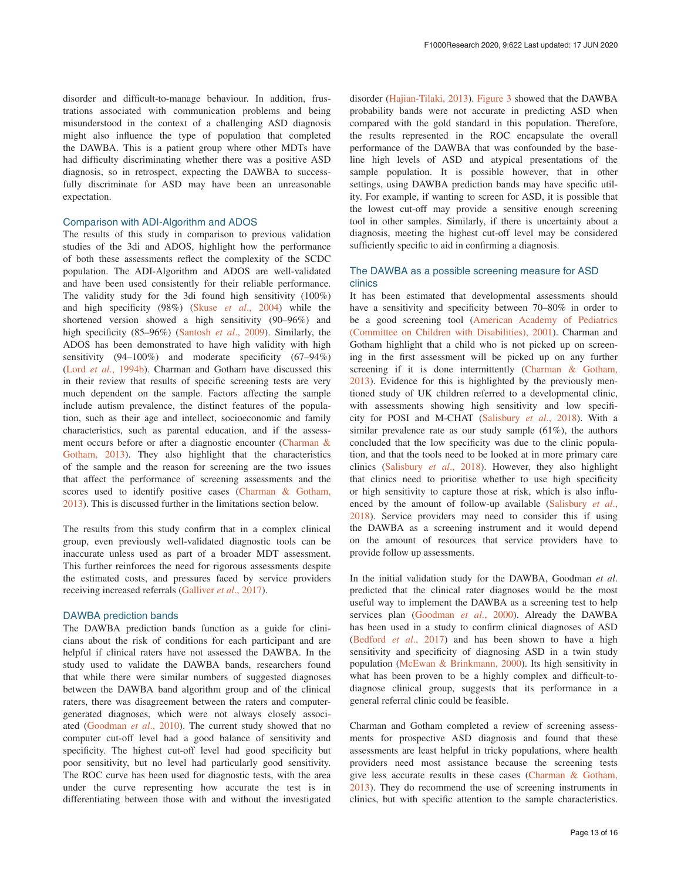disorder and difficult-to-manage behaviour. In addition, frustrations associated with communication problems and being misunderstood in the context of a challenging ASD diagnosis might also influence the type of population that completed the DAWBA. This is a patient group where other MDTs have had difficulty discriminating whether there was a positive ASD diagnosis, so in retrospect, expecting the DAWBA to successfully discriminate for ASD may have been an unreasonable expectation.

### Comparison with ADI-Algorithm and ADOS

The results of this study in comparison to previous validation studies of the 3di and ADOS, highlight how the performance of both these assessments reflect the complexity of the SCDC population. The ADI-Algorithm and ADOS are well-validated and have been used consistently for their reliable performance. The validity study for the 3di found high sensitivity (100%) and high specificity (98%) (Skuse *et al*., 2004) while the shortened version showed a high sensitivity (90–96%) and high specificity (85–96%) (Santosh *et al*., 2009). Similarly, the ADOS has been demonstrated to have high validity with high sensitivity (94–100%) and moderate specificity (67–94%) (Lord *et al*., 1994b). Charman and Gotham have discussed this in their review that results of specific screening tests are very much dependent on the sample. Factors affecting the sample include autism prevalence, the distinct features of the population, such as their age and intellect, socioeconomic and family characteristics, such as parental education, and if the assessment occurs before or after a diagnostic encounter (Charman & Gotham, 2013). They also highlight that the characteristics of the sample and the reason for screening are the two issues that affect the performance of screening assessments and the scores used to identify positive cases (Charman & Gotham, 2013). This is discussed further in the limitations section below.

The results from this study confirm that in a complex clinical group, even previously well-validated diagnostic tools can be inaccurate unless used as part of a broader MDT assessment. This further reinforces the need for rigorous assessments despite the estimated costs, and pressures faced by service providers receiving increased referrals (Galliver *et al*., 2017).

### DAWBA prediction bands

The DAWBA prediction bands function as a guide for clinicians about the risk of conditions for each participant and are helpful if clinical raters have not assessed the DAWBA. In the study used to validate the DAWBA bands, researchers found that while there were similar numbers of suggested diagnoses between the DAWBA band algorithm group and of the clinical raters, there was disagreement between the raters and computer-generated diagnoses, which were not always closely associated (Goodman *et al*., 2010). The current study showed that no computer cut-off level had a good balance of sensitivity and specificity. The highest cut-off level had good specificity but poor sensitivity, but no level had particularly good sensitivity. The ROC curve has been used for diagnostic tests, with the area under the curve representing how accurate the test is in differentiating between those with and without the investigated disorder (Hajian-Tilaki, 2013). Figure 3 showed that the DAWBA probability bands were not accurate in predicting ASD when compared with the gold standard in this population. Therefore, the results represented in the ROC encapsulate the overall performance of the DAWBA that was confounded by the baseline high levels of ASD and atypical presentations of the sample population. It is possible however, that in other settings, using DAWBA prediction bands may have specific utility. For example, if wanting to screen for ASD, it is possible that the lowest cut-off may provide a sensitive enough screening tool in other samples. Similarly, if there is uncertainty about a diagnosis, meeting the highest cut-off level may be considered sufficiently specific to aid in confirming a diagnosis.

### The DAWBA as a possible screening measure for ASD clinics

It has been estimated that developmental assessments should have a sensitivity and specificity between 70–80% in order to be a good screening tool (American Academy of Pediatrics (Committee on Children with Disabilities), 2001). Charman and Gotham highlight that a child who is not picked up on screening in the first assessment will be picked up on any further screening if it is done intermittently (Charman & Gotham, 2013). Evidence for this is highlighted by the previously mentioned study of UK children referred to a developmental clinic, with assessments showing high sensitivity and low specificity for POSI and M-CHAT (Salisbury *et al*., 2018). With a similar prevalence rate as our study sample (61%), the authors concluded that the low specificity was due to the clinic population, and that the tools need to be looked at in more primary care clinics (Salisbury *et al*., 2018). However, they also highlight that clinics need to prioritise whether to use high specificity or high sensitivity to capture those at risk, which is also influenced by the amount of follow-up available (Salisbury *et al*., 2018). Service providers may need to consider this if using the DAWBA as a screening instrument and it would depend on the amount of resources that service providers have to provide follow up assessments.

In the initial validation study for the DAWBA, Goodman *et al*. predicted that the clinical rater diagnoses would be the most useful way to implement the DAWBA as a screening test to help services plan (Goodman *et al*., 2000). Already the DAWBA has been used in a study to confirm clinical diagnoses of ASD (Bedford *et al*., 2017) and has been shown to have a high sensitivity and specificity of diagnosing ASD in a twin study population (McEwan & Brinkmann, 2000). Its high sensitivity in what has been proven to be a highly complex and difficult-to-diagnose clinical group, suggests that its performance in a general referral clinic could be feasible.

Charman and Gotham completed a review of screening assessments for prospective ASD diagnosis and found that these assessments are least helpful in tricky populations, where health providers need most assistance because the screening tests give less accurate results in these cases (Charman & Gotham, 2013). They do recommend the use of screening instruments in clinics, but with specific attention to the sample characteristics.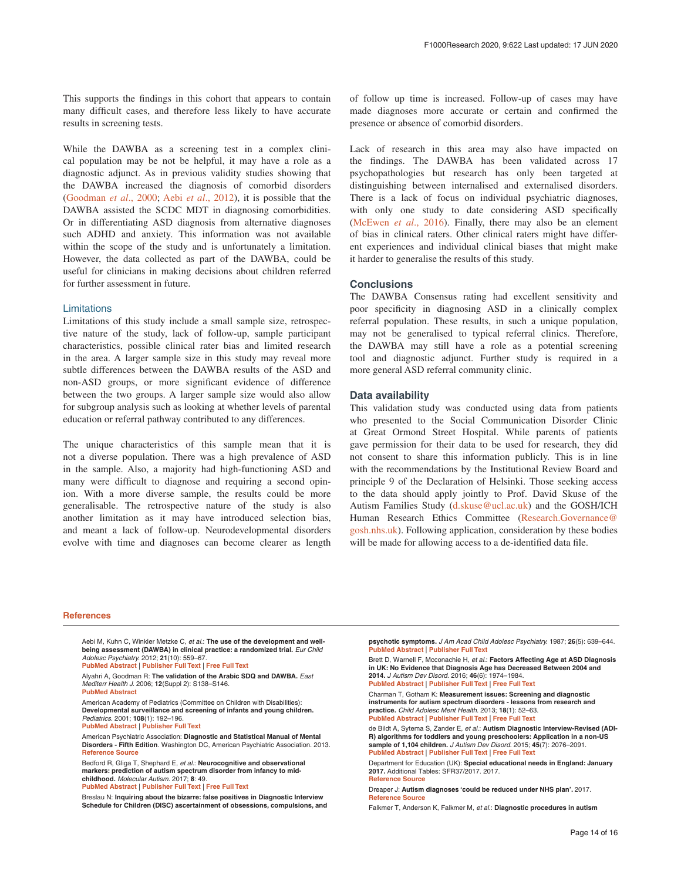This supports the findings in this cohort that appears to contain many difficult cases, and therefore less likely to have accurate results in screening tests.

While the DAWBA as a screening test in a complex clinical population may be not be helpful, it may have a role as a diagnostic adjunct. As in previous validity studies showing that the DAWBA increased the diagnosis of comorbid disorders (Goodman *et al.*, 2000; Aebi *et al.*, 2012), it is possible that the DAWBA assisted the SCDC MDT in diagnosing comorbidities. Or in differentiating ASD diagnosis from alternative diagnoses such ADHD and anxiety. This information was not available within the scope of the study and is unfortunately a limitation. However, the data collected as part of the DAWBA, could be useful for clinicians in making decisions about children referred for further assessment in future.

### Limitations

Limitations of this study include a small sample size, retrospective nature of the study, lack of follow-up, sample participant characteristics, possible clinical rater bias and limited research in the area. A larger sample size in this study may reveal more subtle differences between the DAWBA results of the ASD and non-ASD groups, or more significant evidence of difference between the two groups. A larger sample size would also allow for subgroup analysis such as looking at whether levels of parental education or referral pathway contributed to any differences.

The unique characteristics of this sample mean that it is not a diverse population. There was a high prevalence of ASD in the sample. Also, a majority had high-functioning ASD and many were difficult to diagnose and requiring a second opinion. With a more diverse sample, the results could be more generalisable. The retrospective nature of the study is also another limitation as it may have introduced selection bias, and meant a lack of follow-up. Neurodevelopmental disorders evolve with time and diagnoses can become clearer as length of follow up time is increased. Follow-up of cases may have made diagnoses more accurate or certain and confirmed the presence or absence of comorbid disorders.

Lack of research in this area may also have impacted on the findings. The DAWBA has been validated across 17 psychopathologies but research has only been targeted at distinguishing between internalised and externalised disorders. There is a lack of focus on individual psychiatric diagnoses, with only one study to date considering ASD specifically (McEwen *et al.*, 2016). Finally, there may also be an element of bias in clinical raters. Other clinical raters might have different experiences and individual clinical biases that might make it harder to generalise the results of this study.

## Conclusions

The DAWBA Consensus rating had excellent sensitivity and poor specificity in diagnosing ASD in a clinically complex referral population. These results, in such a unique population, may not be generalised to typical referral clinics. Therefore, the DAWBA may still have a role as a potential screening tool and diagnostic adjunct. Further study is required in a more general ASD referral community clinic.

## Data availability

This validation study was conducted using data from patients who presented to the Social Communication Disorder Clinic at Great Ormond Street Hospital. While parents of patients gave permission for their data to be used for research, they did not consent to share this information publicly. This is in line with the recommendations by the Institutional Review Board and principle 9 of the Declaration of Helsinki. Those seeking access to the data should apply jointly to Prof. David Skuse of the Autism Families Study (d.skuse@ucl.ac.uk) and the GOSH/ICH Human Research Ethics Committee (Research.Governance@gosh.nhs.uk). Following application, consideration by these bodies will be made for allowing access to a de-identified data file.

## References

Aebi M, Kuhn C, Winkler Metzke C, *et al.*: **The use of the development and well-being assessment (DAWBA) in clinical practice: a randomized trial.** *Eur Child Adolesc Psychiatry.* 2012; **21**(10): 559–67.
PubMed Abstract | Publisher Full Text | Free Full Text

Alyahri A, Goodman R: **The validation of the Arabic SDQ and DAWBA.** *East Mediterr Health J.* 2006; **12**(Suppl 2): S138–S146.
PubMed Abstract

American Academy of Pediatrics (Committee on Children with Disabilities): **Developmental surveillance and screening of infants and young children.** *Pediatrics.* 2001; **108**(1): 192–196.
PubMed Abstract | Publisher Full Text

American Psychiatric Association: **Diagnostic and Statistical Manual of Mental Disorders - Fifth Edition**. Washington DC, American Psychiatric Association. 2013.
Reference Source

Bedford R, Gliga T, Shephard E, *et al.*: **Neurocognitive and observational markers: prediction of autism spectrum disorder from infancy to mid-childhood.** *Molecular Autism.* 2017; **8**: 49.
PubMed Abstract | Publisher Full Text | Free Full Text

Breslau N: **Inquiring about the bizarre: false positives in Diagnostic Interview Schedule for Children (DISC) ascertainment of obsessions, compulsions, and psychotic symptoms.** *J Am Acad Child Adolesc Psychiatry.* 1987; **26**(5): 639–644.
PubMed Abstract | Publisher Full Text

Brett D, Warnell F, Mcconachie H, *et al.*: **Factors Affecting Age at ASD Diagnosis in UK: No Evidence that Diagnosis Age has Decreased Between 2004 and 2014.** *J Autism Dev Disord.* 2016; **46**(6): 1974–1984.
PubMed Abstract | Publisher Full Text | Free Full Text

Charman T, Gotham K: **Measurement issues: Screening and diagnostic instruments for autism spectrum disorders - lessons from research and practice.** *Child Adolesc Ment Health.* 2013; **18**(1): 52–63.
PubMed Abstract | Publisher Full Text | Free Full Text

de Bildt A, Sytema S, Zander E, *et al.*: **Autism Diagnostic Interview-Revised (ADI-R) algorithms for toddlers and young preschoolers: Application in a non-US sample of 1,104 children.** *J Autism Dev Disord.* 2015; **45**(7): 2076–2091.
PubMed Abstract | Publisher Full Text | Free Full Text

Department for Education (UK): **Special educational needs in England: January 2017.** Additional Tables: SFR37/2017. 2017.
Reference Source

Dreaper J: **Autism diagnoses 'could be reduced under NHS plan'.** 2017.
Reference Source

Falkmer T, Anderson K, Falkmer M, *et al.*: **Diagnostic procedures in autism**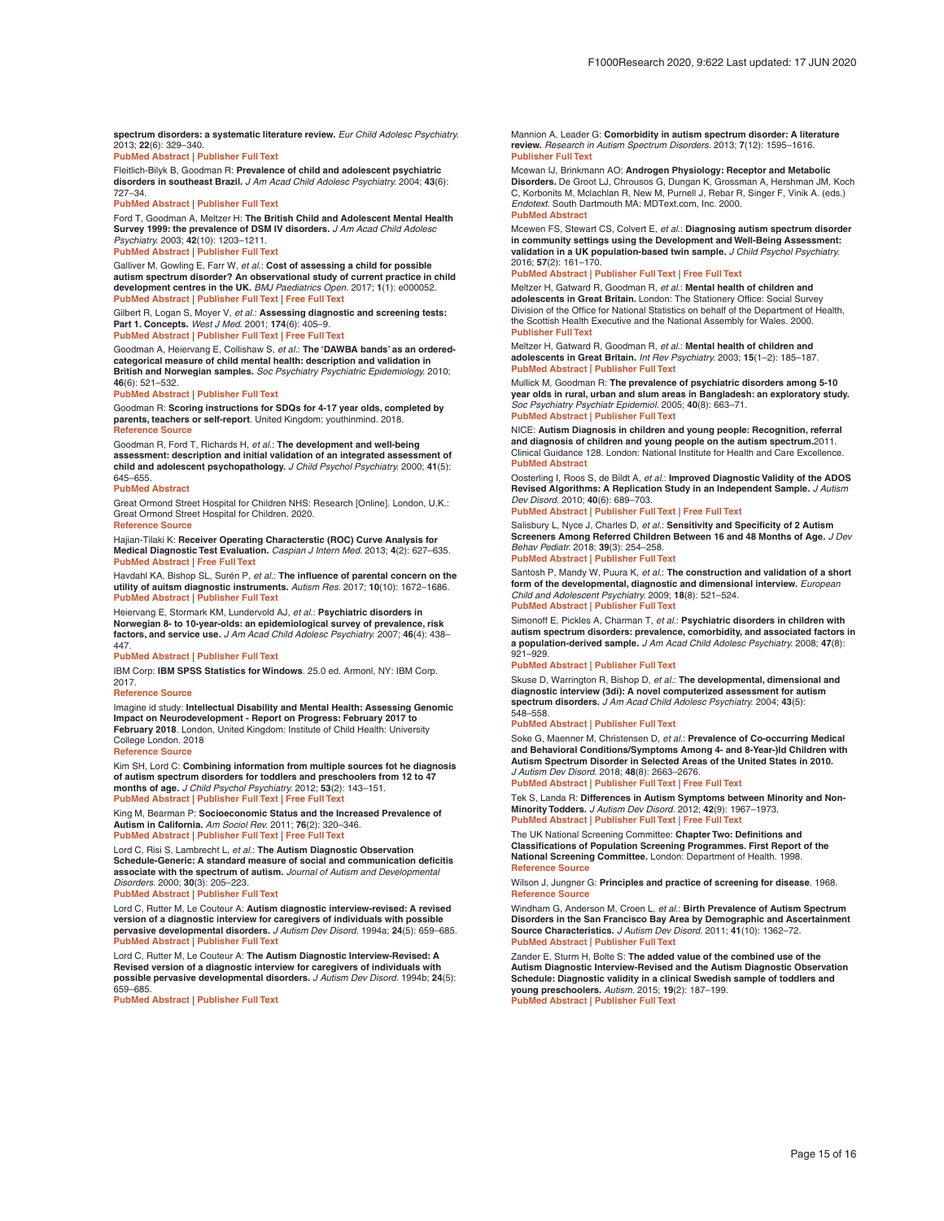**spectrum disorders: a systematic literature review.** *Eur Child Adolesc Psychiatry.* 2013; **22**(6): 329–340.
PubMed Abstract | Publisher Full Text

Fleitlich-Bilyk B, Goodman R: **Prevalence of child and adolescent psychiatric disorders in southeast Brazil.** *J Am Acad Child Adolesc Psychiatry.* 2004; **43**(6): 727–34.
PubMed Abstract | Publisher Full Text

Ford T, Goodman A, Meltzer H: **The British Child and Adolescent Mental Health Survey 1999: the prevalence of DSM IV disorders.** *J Am Acad Child Adolesc Psychiatry.* 2003; **42**(10): 1203–1211.
PubMed Abstract | Publisher Full Text

Galliver M, Gowling E, Farr W, *et al.*: **Cost of assessing a child for possible autism spectrum disorder? An observational study of current practice in child development centres in the UK.** *BMJ Paediatrics Open.* 2017; **1**(1): e000052.
PubMed Abstract | Publisher Full Text | Free Full Text

Gilbert R, Logan S, Moyer V, *et al.*: **Assessing diagnostic and screening tests: Part 1. Concepts.** *West J Med.* 2001; **174**(6): 405–9.
PubMed Abstract | Publisher Full Text | Free Full Text

Goodman A, Heiervang E, Collishaw S, *et al.*: **The 'DAWBA bands' as an ordered-categorical measure of child mental health: description and validation in British and Norwegian samples.** *Soc Psychiatry Psychiatric Epidemiology.* 2010; **46**(6): 521–532.
PubMed Abstract | Publisher Full Text

Goodman R: **Scoring instructions for SDQs for 4-17 year olds, completed by parents, teachers or self-report**. United Kingdom: youthinmind. 2018.
Reference Source

Goodman R, Ford T, Richards H, *et al.*: **The development and well-being assessment: description and initial validation of an integrated assessment of child and adolescent psychopathology.** *J Child Psychol Psychiatry.* 2000; **41**(5): 645–655.
PubMed Abstract

Great Ormond Street Hospital for Children NHS: Research [Online]. London, U.K.: Great Ormond Street Hospital for Children. 2020.
Reference Source

Hajian-Tilaki K: **Receiver Operating Characterstic (ROC) Curve Analysis for Medical Diagnostic Test Evaluation.** *Caspian J Intern Med.* 2013; **4**(2): 627–635.
PubMed Abstract | Free Full Text

Havdahl KA, Bishop SL, Surén P, *et al.*: **The influence of parental concern on the utility of auitsm diagnostic instruments.** *Autism Res.* 2017; **10**(10): 1672–1686.
PubMed Abstract | Publisher Full Text

Heiervang E, Stormark KM, Lundervold AJ, *et al.*: **Psychiatric disorders in Norwegian 8- to 10-year-olds: an epidemiological survey of prevalence, risk factors, and service use.** *J Am Acad Child Adolesc Psychiatry.* 2007; **46**(4): 438–447.
PubMed Abstract | Publisher Full Text

IBM Corp: **IBM SPSS Statistics for Windows**. 25.0 ed. Armonl, NY: IBM Corp. 2017.
Reference Source

Imagine id study: **Intellectual Disability and Mental Health: Assessing Genomic Impact on Neurodevelopment - Report on Progress: February 2017 to February 2018**. London, United Kingdom: Institute of Child Health: University College London. 2018
Reference Source

Kim SH, Lord C: **Combining information from multiple sources fot he diagnosis of autism spectrum disorders for toddlers and preschoolers from 12 to 47 months of age.** *J Child Psychol Psychiatry.* 2012; **53**(2): 143–151.
PubMed Abstract | Publisher Full Text | Free Full Text

King M, Bearman P: **Socioeconomic Status and the Increased Prevalence of Autism in California.** *Am Sociol Rev.* 2011; **76**(2): 320–346.
PubMed Abstract | Publisher Full Text | Free Full Text

Lord C, Risi S, Lambrecht L, *et al.*: **The Autism Diagnostic Observation Schedule-Generic: A standard measure of social and communication deficitis associate with the spectrum of autism.** *Journal of Autism and Developmental Disorders.* 2000; **30**(3): 205–223.
PubMed Abstract | Publisher Full Text

Lord C, Rutter M, Le Couteur A: **Autism diagnostic interview-revised: A revised version of a diagnostic interview for caregivers of individuals with possible pervasive developmental disorders.** *J Autism Dev Disord.* 1994a; **24**(5): 659–685.
PubMed Abstract | Publisher Full Text

Lord C, Rutter M, Le Couteur A: **The Autism Diagnostic Interview-Revised: A Revised version of a diagnostic interview for caregivers of individuals with possible pervasive developmental disorders.** *J Autism Dev Disord.* 1994b; **24**(5): 659–685.
PubMed Abstract | Publisher Full Text

Mannion A, Leader G: **Comorbidity in autism spectrum disorder: A literature review.** *Research in Autism Spectrum Disorders.* 2013; **7**(12): 1595–1616.
Publisher Full Text

Mcewan IJ, Brinkmann AO: **Androgen Physiology: Receptor and Metabolic Disorders.** De Groot LJ, Chrousos G, Dungan K, Grossman A, Hershman JM, Koch C, Korbonits M, Mclachlan R, New M, Purnell J, Rebar R, Singer F, Vinik A. (eds.) *Endotext.* South Dartmouth MA: MDText.com, Inc. 2000.
PubMed Abstract

Mcewen FS, Stewart CS, Colvert E, *et al.*: **Diagnosing autism spectrum disorder in community settings using the Development and Well-Being Assessment: validation in a UK population-based twin sample.** *J Child Psychol Psychiatry.* 2016; **57**(2): 161–170.
PubMed Abstract | Publisher Full Text | Free Full Text

Meltzer H, Gatward R, Goodman R, *et al.*: **Mental health of children and adolescents in Great Britain.** London: The Stationery Office: Social Survey Division of the Office for National Statistics on behalf of the Department of Health, the Scottish Health Executive and the National Assembly for Wales. 2000.
Publisher Full Text

Meltzer H, Gatward R, Goodman R, *et al.*: **Mental health of children and adolescents in Great Britain.** *Int Rev Psychiatry.* 2003; **15**(1–2): 185–187.
PubMed Abstract | Publisher Full Text

Mullick M, Goodman R: **The prevalence of psychiatric disorders among 5-10 year olds in rural, urban and slum areas in Bangladesh: an exploratory study.** *Soc Psychiatry Psychiatr Epidemiol.* 2005; **40**(8): 663–71.
PubMed Abstract | Publisher Full Text

NICE: **Autism Diagnosis in children and young people: Recognition, referral and diagnosis of children and young people on the autism spectrum.**2011. Clinical Guidance 128. London: National Institute for Health and Care Excellence.
PubMed Abstract

Oosterling I, Roos S, de Bildt A, *et al.*: **Improved Diagnostic Validity of the ADOS Revised Algorithms: A Replication Study in an Independent Sample.** *J Autism Dev Disord.* 2010; **40**(6): 689–703.
PubMed Abstract | Publisher Full Text | Free Full Text

Salisbury L, Nyce J, Charles D, *et al.*: **Sensitivity and Specificity of 2 Autism Screeners Among Referred Children Between 16 and 48 Months of Age.** *J Dev Behav Pediatr.* 2018; **39**(3): 254–258.
PubMed Abstract | Publisher Full Text

Santosh P, Mandy W, Puura K, *et al.*: **The construction and validation of a short form of the developmental, diagnostic and dimensional interview.** *European Child and Adolescent Psychiatry.* 2009; **18**(8): 521–524.
PubMed Abstract | Publisher Full Text

Simonoff E, Pickles A, Charman T, *et al.*: **Psychiatric disorders in children with autism spectrum disorders: prevalence, comorbidity, and associated factors in a population-derived sample.** *J Am Acad Child Adolesc Psychiatry.* 2008; **47**(8): 921–929.
PubMed Abstract | Publisher Full Text

Skuse D, Warrington R, Bishop D, *et al.*: **The developmental, dimensional and diagnostic interview (3di): A novel computerized assessment for autism spectrum disorders.** *J Am Acad Child Adolesc Psychiatry.* 2004; **43**(5): 548–558.
PubMed Abstract | Publisher Full Text

Soke G, Maenner M, Christensen D, *et al.*: **Prevalence of Co-occurring Medical and Behavioral Conditions/Symptoms Among 4- and 8-Year-)ld Children with Autism Spectrum Disorder in Selected Areas of the United States in 2010.** *J Autism Dev Disord.* 2018; **48**(8): 2663–2676.
PubMed Abstract | Publisher Full Text | Free Full Text

Tek S, Landa R: **Differences in Autism Symptoms between Minority and Non-Minority Todders.** *J Autism Dev Disord.* 2012; **42**(9): 1967–1973.
PubMed Abstract | Publisher Full Text | Free Full Text

The UK National Screening Committee: **Chapter Two: Definitions and Classifications of Population Screening Programmes. First Report of the National Screening Committee.** London: Department of Health. 1998.
Reference Source

Wilson J, Jungner G: **Principles and practice of screening for disease**. 1968.
Reference Source

Windham G, Anderson M, Croen L, *et al.*: **Birth Prevalence of Autism Spectrum Disorders in the San Francisco Bay Area by Demographic and Ascertainment Source Characteristics.** *J Autism Dev Disord.* 2011; **41**(10): 1362–72.
PubMed Abstract | Publisher Full Text

Zander E, Sturm H, Bolte S: **The added value of the combined use of the Autism Diagnostic Interview-Revised and the Autism Diagnostic Observation Schedule: Diagnostic validity in a clinical Swedish sample of toddlers and young preschoolers.** *Autism.* 2015; **19**(2): 187–199.
PubMed Abstract | Publisher Full Text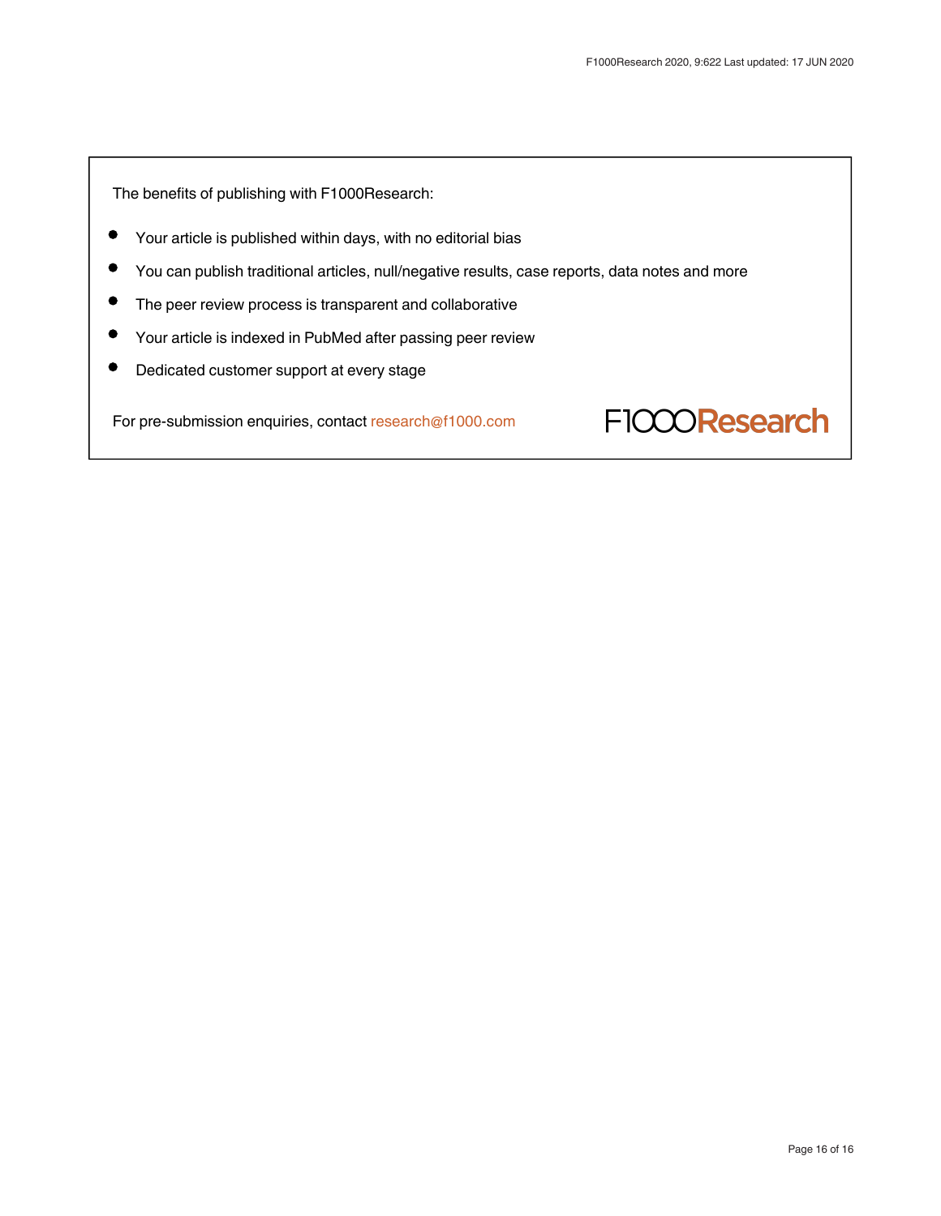The benefits of publishing with F1000Research:

- Your article is published within days, with no editorial bias
- You can publish traditional articles, null/negative results, case reports, data notes and more
- The peer review process is transparent and collaborative
- Your article is indexed in PubMed after passing peer review
- Dedicated customer support at every stage

For pre-submission enquiries, contact research@f1000.com

F1000Research